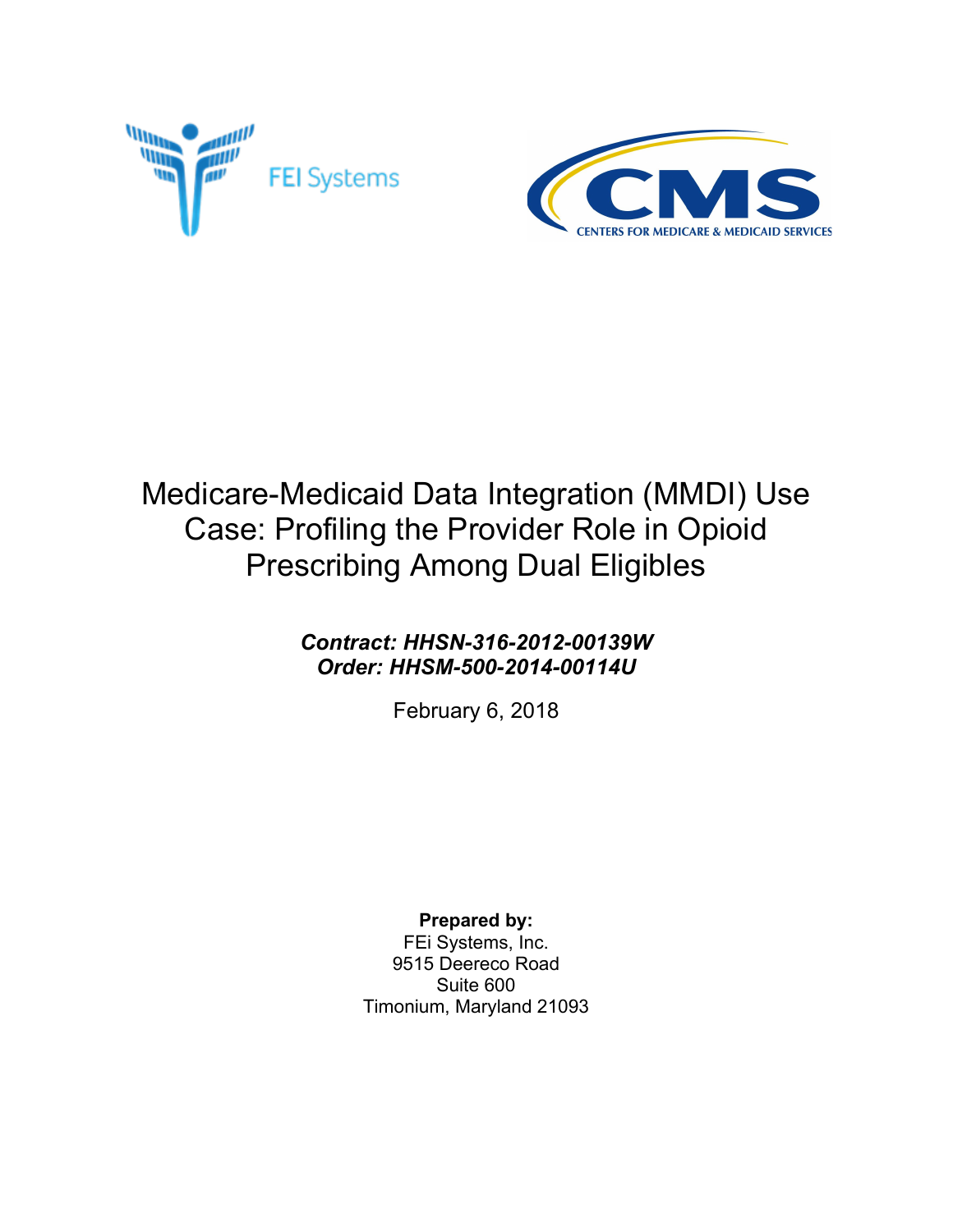FEI Systems

CMS
CENTERS FOR MEDICARE & MEDICAID SERVICES

# Medicare-Medicaid Data Integration (MMDI) Use Case: Profiling the Provider Role in Opioid Prescribing Among Dual Eligibles

***Contract: HHSN-316-2012-00139W***
***Order: HHSM-500-2014-00114U***

February 6, 2018

**Prepared by:**
FEi Systems, Inc.
9515 Deereco Road
Suite 600
Timonium, Maryland 21093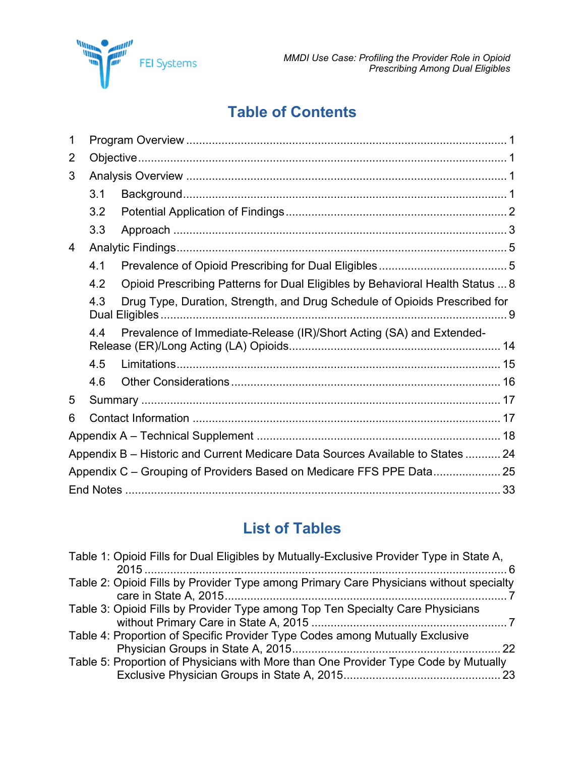# Table of Contents

1 Program Overview ..... 1

2 Objective ..... 1

3 Analysis Overview ..... 1

- 3.1 Background ..... 1
- 3.2 Potential Application of Findings ..... 2
- 3.3 Approach ..... 3

4 Analytic Findings ..... 5

- 4.1 Prevalence of Opioid Prescribing for Dual Eligibles ..... 5
- 4.2 Opioid Prescribing Patterns for Dual Eligibles by Behavioral Health Status ..... 8
- 4.3 Drug Type, Duration, Strength, and Drug Schedule of Opioids Prescribed for Dual Eligibles ..... 9
- 4.4 Prevalence of Immediate-Release (IR)/Short Acting (SA) and Extended-Release (ER)/Long Acting (LA) Opioids ..... 14
- 4.5 Limitations ..... 15
- 4.6 Other Considerations ..... 16

5 Summary ..... 17

6 Contact Information ..... 17

Appendix A – Technical Supplement ..... 18

Appendix B – Historic and Current Medicare Data Sources Available to States ..... 24

Appendix C – Grouping of Providers Based on Medicare FFS PPE Data ..... 25

End Notes ..... 33

# List of Tables

Table 1: Opioid Fills for Dual Eligibles by Mutually-Exclusive Provider Type in State A, 2015 ..... 6

Table 2: Opioid Fills by Provider Type among Primary Care Physicians without specialty care in State A, 2015 ..... 7

Table 3: Opioid Fills by Provider Type among Top Ten Specialty Care Physicians without Primary Care in State A, 2015 ..... 7

Table 4: Proportion of Specific Provider Type Codes among Mutually Exclusive Physician Groups in State A, 2015 ..... 22

Table 5: Proportion of Physicians with More than One Provider Type Code by Mutually Exclusive Physician Groups in State A, 2015 ..... 23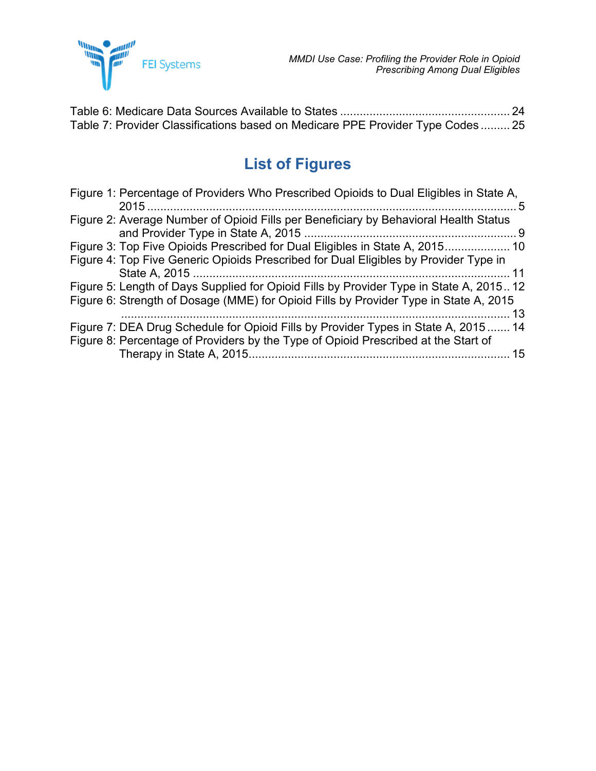Table 6: Medicare Data Sources Available to States ..................................................... 24
Table 7: Provider Classifications based on Medicare PPE Provider Type Codes ......... 25

## List of Figures

Figure 1: Percentage of Providers Who Prescribed Opioids to Dual Eligibles in State A, 2015 ............................................................................................................ 5
Figure 2: Average Number of Opioid Fills per Beneficiary by Behavioral Health Status and Provider Type in State A, 2015 ................................................................. 9
Figure 3: Top Five Opioids Prescribed for Dual Eligibles in State A, 2015.................... 10
Figure 4: Top Five Generic Opioids Prescribed for Dual Eligibles by Provider Type in State A, 2015 ................................................................................................ 11
Figure 5: Length of Days Supplied for Opioid Fills by Provider Type in State A, 2015 .. 12
Figure 6: Strength of Dosage (MME) for Opioid Fills by Provider Type in State A, 2015 ....................................................................................................................... 13
Figure 7: DEA Drug Schedule for Opioid Fills by Provider Types in State A, 2015 ....... 14
Figure 8: Percentage of Providers by the Type of Opioid Prescribed at the Start of Therapy in State A, 2015................................................................................ 15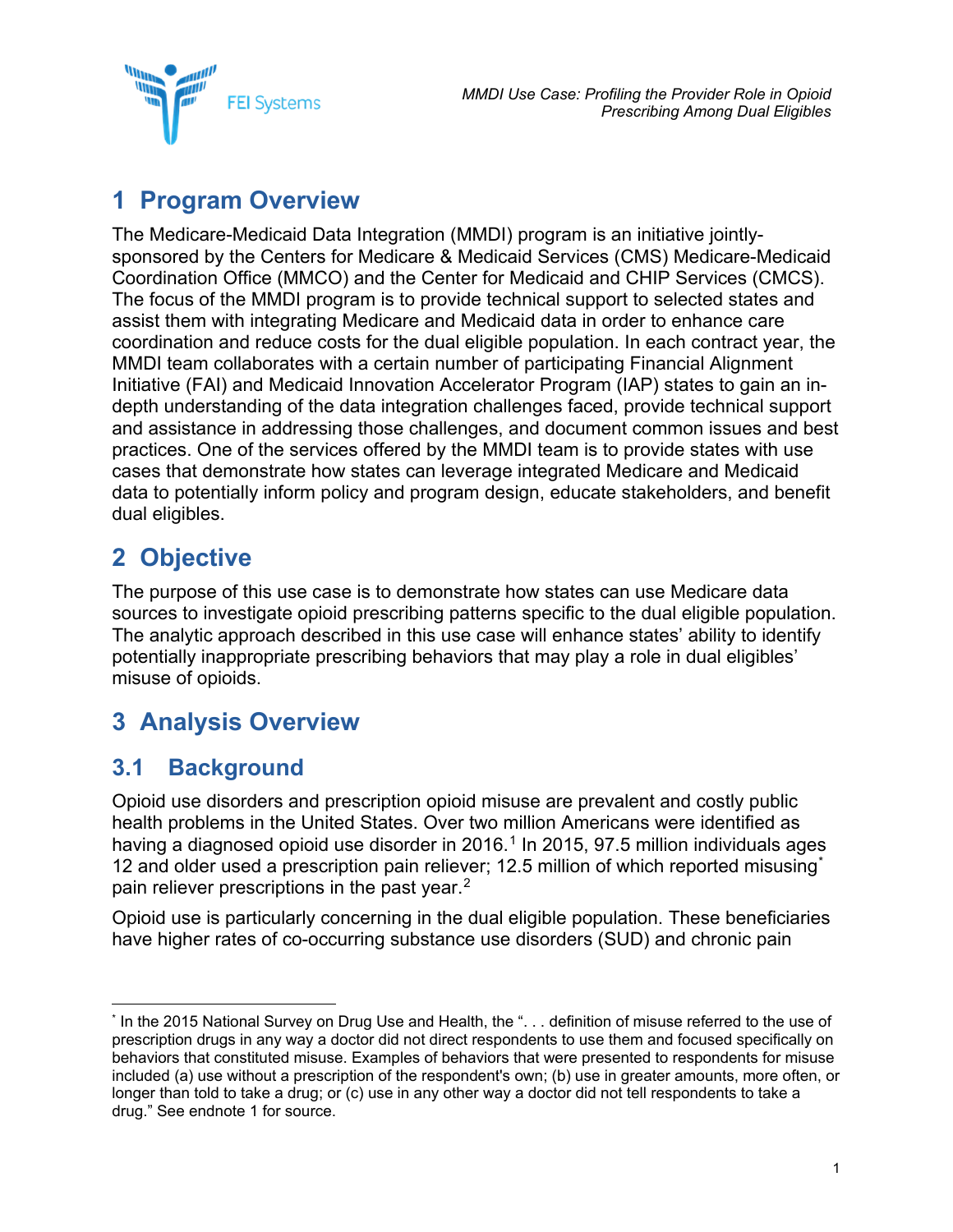# 1 Program Overview

The Medicare-Medicaid Data Integration (MMDI) program is an initiative jointly-sponsored by the Centers for Medicare & Medicaid Services (CMS) Medicare-Medicaid Coordination Office (MMCO) and the Center for Medicaid and CHIP Services (CMCS). The focus of the MMDI program is to provide technical support to selected states and assist them with integrating Medicare and Medicaid data in order to enhance care coordination and reduce costs for the dual eligible population. In each contract year, the MMDI team collaborates with a certain number of participating Financial Alignment Initiative (FAI) and Medicaid Innovation Accelerator Program (IAP) states to gain an in-depth understanding of the data integration challenges faced, provide technical support and assistance in addressing those challenges, and document common issues and best practices. One of the services offered by the MMDI team is to provide states with use cases that demonstrate how states can leverage integrated Medicare and Medicaid data to potentially inform policy and program design, educate stakeholders, and benefit dual eligibles.

# 2 Objective

The purpose of this use case is to demonstrate how states can use Medicare data sources to investigate opioid prescribing patterns specific to the dual eligible population. The analytic approach described in this use case will enhance states' ability to identify potentially inappropriate prescribing behaviors that may play a role in dual eligibles' misuse of opioids.

# 3 Analysis Overview

## 3.1 Background

Opioid use disorders and prescription opioid misuse are prevalent and costly public health problems in the United States. Over two million Americans were identified as having a diagnosed opioid use disorder in 2016.[1] In 2015, 97.5 million individuals ages 12 and older used a prescription pain reliever; 12.5 million of which reported misusing[*] pain reliever prescriptions in the past year.[2]

Opioid use is particularly concerning in the dual eligible population. These beneficiaries have higher rates of co-occurring substance use disorders (SUD) and chronic pain

---

[*] In the 2015 National Survey on Drug Use and Health, the ". . . definition of misuse referred to the use of prescription drugs in any way a doctor did not direct respondents to use them and focused specifically on behaviors that constituted misuse. Examples of behaviors that were presented to respondents for misuse included (a) use without a prescription of the respondent's own; (b) use in greater amounts, more often, or longer than told to take a drug; or (c) use in any other way a doctor did not tell respondents to take a drug." See endnote 1 for source.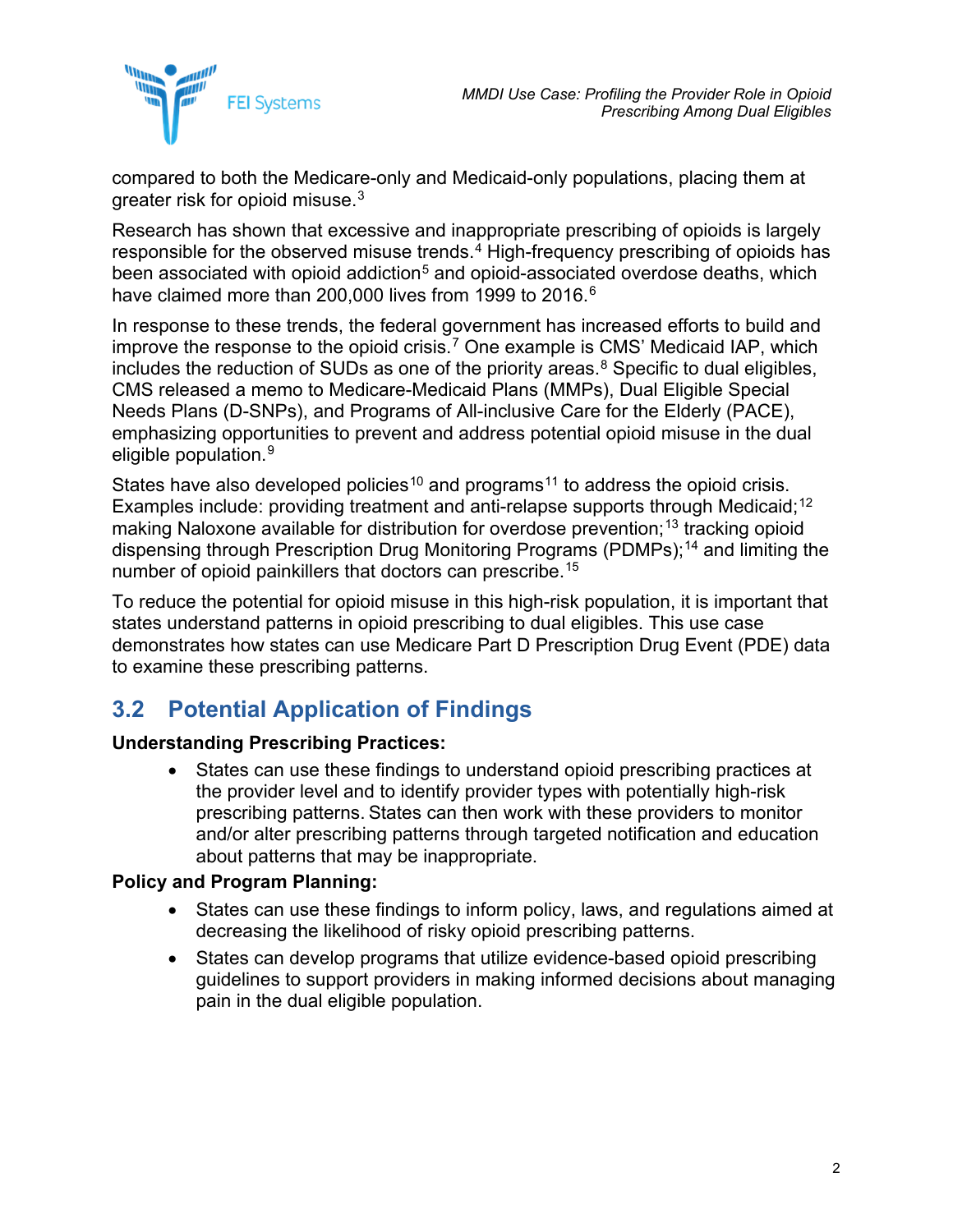compared to both the Medicare-only and Medicaid-only populations, placing them at greater risk for opioid misuse.[3]

Research has shown that excessive and inappropriate prescribing of opioids is largely responsible for the observed misuse trends.[4] High-frequency prescribing of opioids has been associated with opioid addiction[5] and opioid-associated overdose deaths, which have claimed more than 200,000 lives from 1999 to 2016.[6]

In response to these trends, the federal government has increased efforts to build and improve the response to the opioid crisis.[7] One example is CMS' Medicaid IAP, which includes the reduction of SUDs as one of the priority areas.[8] Specific to dual eligibles, CMS released a memo to Medicare-Medicaid Plans (MMPs), Dual Eligible Special Needs Plans (D-SNPs), and Programs of All-inclusive Care for the Elderly (PACE), emphasizing opportunities to prevent and address potential opioid misuse in the dual eligible population.[9]

States have also developed policies[10] and programs[11] to address the opioid crisis. Examples include: providing treatment and anti-relapse supports through Medicaid;[12] making Naloxone available for distribution for overdose prevention;[13] tracking opioid dispensing through Prescription Drug Monitoring Programs (PDMPs);[14] and limiting the number of opioid painkillers that doctors can prescribe.[15]

To reduce the potential for opioid misuse in this high-risk population, it is important that states understand patterns in opioid prescribing to dual eligibles. This use case demonstrates how states can use Medicare Part D Prescription Drug Event (PDE) data to examine these prescribing patterns.

## 3.2 Potential Application of Findings

**Understanding Prescribing Practices:**

- States can use these findings to understand opioid prescribing practices at the provider level and to identify provider types with potentially high-risk prescribing patterns. States can then work with these providers to monitor and/or alter prescribing patterns through targeted notification and education about patterns that may be inappropriate.

**Policy and Program Planning:**

- States can use these findings to inform policy, laws, and regulations aimed at decreasing the likelihood of risky opioid prescribing patterns.
- States can develop programs that utilize evidence-based opioid prescribing guidelines to support providers in making informed decisions about managing pain in the dual eligible population.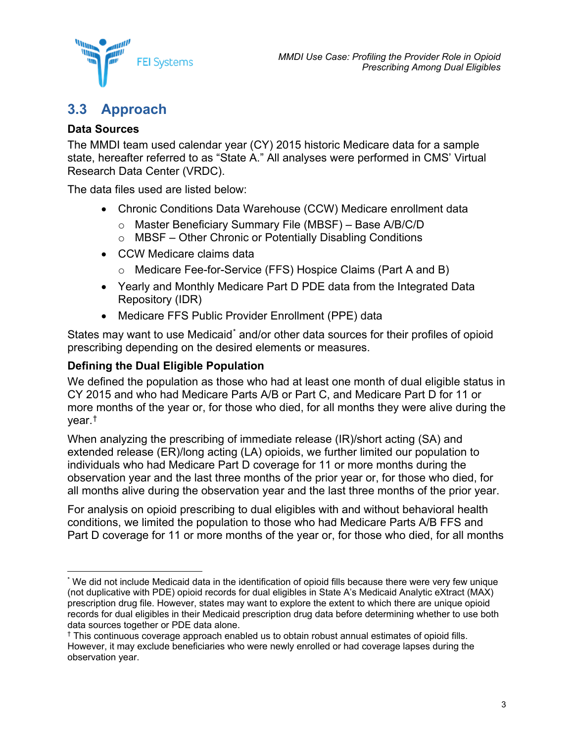## 3.3 Approach

### Data Sources

The MMDI team used calendar year (CY) 2015 historic Medicare data for a sample state, hereafter referred to as “State A.” All analyses were performed in CMS’ Virtual Research Data Center (VRDC).

The data files used are listed below:

- Chronic Conditions Data Warehouse (CCW) Medicare enrollment data
  - Master Beneficiary Summary File (MBSF) – Base A/B/C/D
  - MBSF – Other Chronic or Potentially Disabling Conditions
- CCW Medicare claims data
  - Medicare Fee-for-Service (FFS) Hospice Claims (Part A and B)
- Yearly and Monthly Medicare Part D PDE data from the Integrated Data Repository (IDR)
- Medicare FFS Public Provider Enrollment (PPE) data

States may want to use Medicaid[*] and/or other data sources for their profiles of opioid prescribing depending on the desired elements or measures.

### Defining the Dual Eligible Population

We defined the population as those who had at least one month of dual eligible status in CY 2015 and who had Medicare Parts A/B or Part C, and Medicare Part D for 11 or more months of the year or, for those who died, for all months they were alive during the year.[†]

When analyzing the prescribing of immediate release (IR)/short acting (SA) and extended release (ER)/long acting (LA) opioids, we further limited our population to individuals who had Medicare Part D coverage for 11 or more months during the observation year and the last three months of the prior year or, for those who died, for all months alive during the observation year and the last three months of the prior year.

For analysis on opioid prescribing to dual eligibles with and without behavioral health conditions, we limited the population to those who had Medicare Parts A/B FFS and Part D coverage for 11 or more months of the year or, for those who died, for all months

---

[*] We did not include Medicaid data in the identification of opioid fills because there were very few unique (not duplicative with PDE) opioid records for dual eligibles in State A’s Medicaid Analytic eXtract (MAX) prescription drug file. However, states may want to explore the extent to which there are unique opioid records for dual eligibles in their Medicaid prescription drug data before determining whether to use both data sources together or PDE data alone.

[†] This continuous coverage approach enabled us to obtain robust annual estimates of opioid fills. However, it may exclude beneficiaries who were newly enrolled or had coverage lapses during the observation year.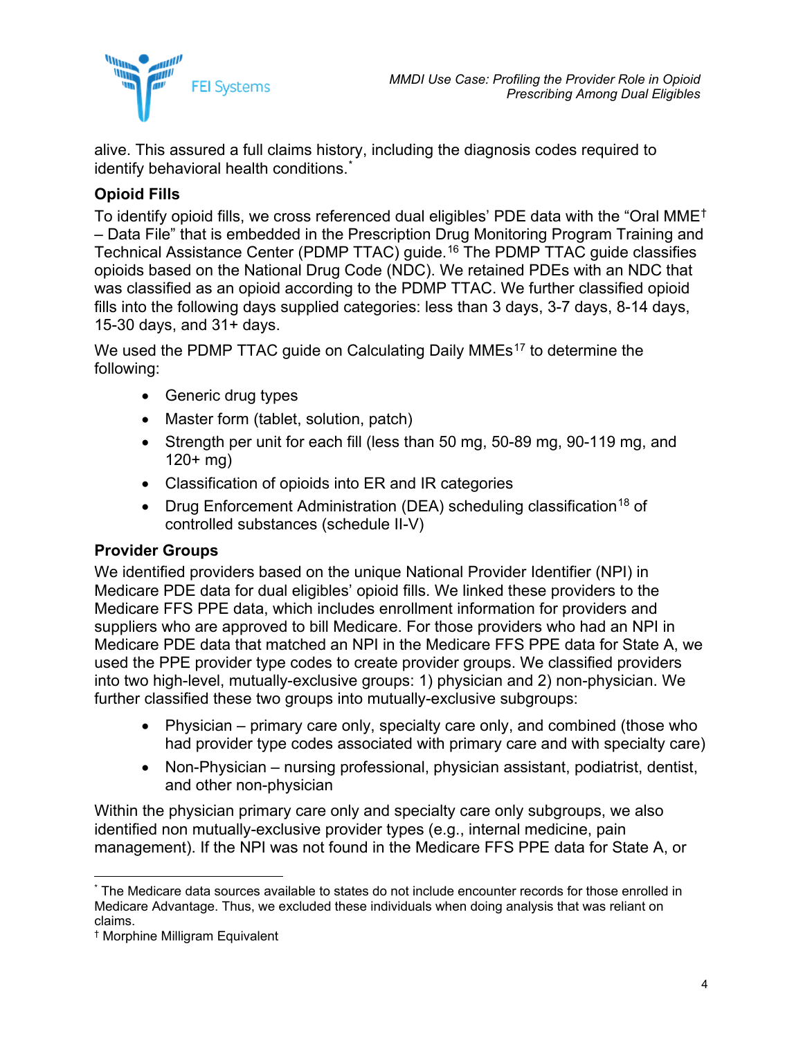alive. This assured a full claims history, including the diagnosis codes required to identify behavioral health conditions.*

### Opioid Fills

To identify opioid fills, we cross referenced dual eligibles' PDE data with the "Oral MME† – Data File" that is embedded in the Prescription Drug Monitoring Program Training and Technical Assistance Center (PDMP TTAC) guide.[16] The PDMP TTAC guide classifies opioids based on the National Drug Code (NDC). We retained PDEs with an NDC that was classified as an opioid according to the PDMP TTAC. We further classified opioid fills into the following days supplied categories: less than 3 days, 3-7 days, 8-14 days, 15-30 days, and 31+ days.

We used the PDMP TTAC guide on Calculating Daily MMEs[17] to determine the following:

- Generic drug types
- Master form (tablet, solution, patch)
- Strength per unit for each fill (less than 50 mg, 50-89 mg, 90-119 mg, and 120+ mg)
- Classification of opioids into ER and IR categories
- Drug Enforcement Administration (DEA) scheduling classification[18] of controlled substances (schedule II-V)

### Provider Groups

We identified providers based on the unique National Provider Identifier (NPI) in Medicare PDE data for dual eligibles' opioid fills. We linked these providers to the Medicare FFS PPE data, which includes enrollment information for providers and suppliers who are approved to bill Medicare. For those providers who had an NPI in Medicare PDE data that matched an NPI in the Medicare FFS PPE data for State A, we used the PPE provider type codes to create provider groups. We classified providers into two high-level, mutually-exclusive groups: 1) physician and 2) non-physician. We further classified these two groups into mutually-exclusive subgroups:

- Physician – primary care only, specialty care only, and combined (those who had provider type codes associated with primary care and with specialty care)
- Non-Physician – nursing professional, physician assistant, podiatrist, dentist, and other non-physician

Within the physician primary care only and specialty care only subgroups, we also identified non mutually-exclusive provider types (e.g., internal medicine, pain management). If the NPI was not found in the Medicare FFS PPE data for State A, or

---

* The Medicare data sources available to states do not include encounter records for those enrolled in Medicare Advantage. Thus, we excluded these individuals when doing analysis that was reliant on claims.

† Morphine Milligram Equivalent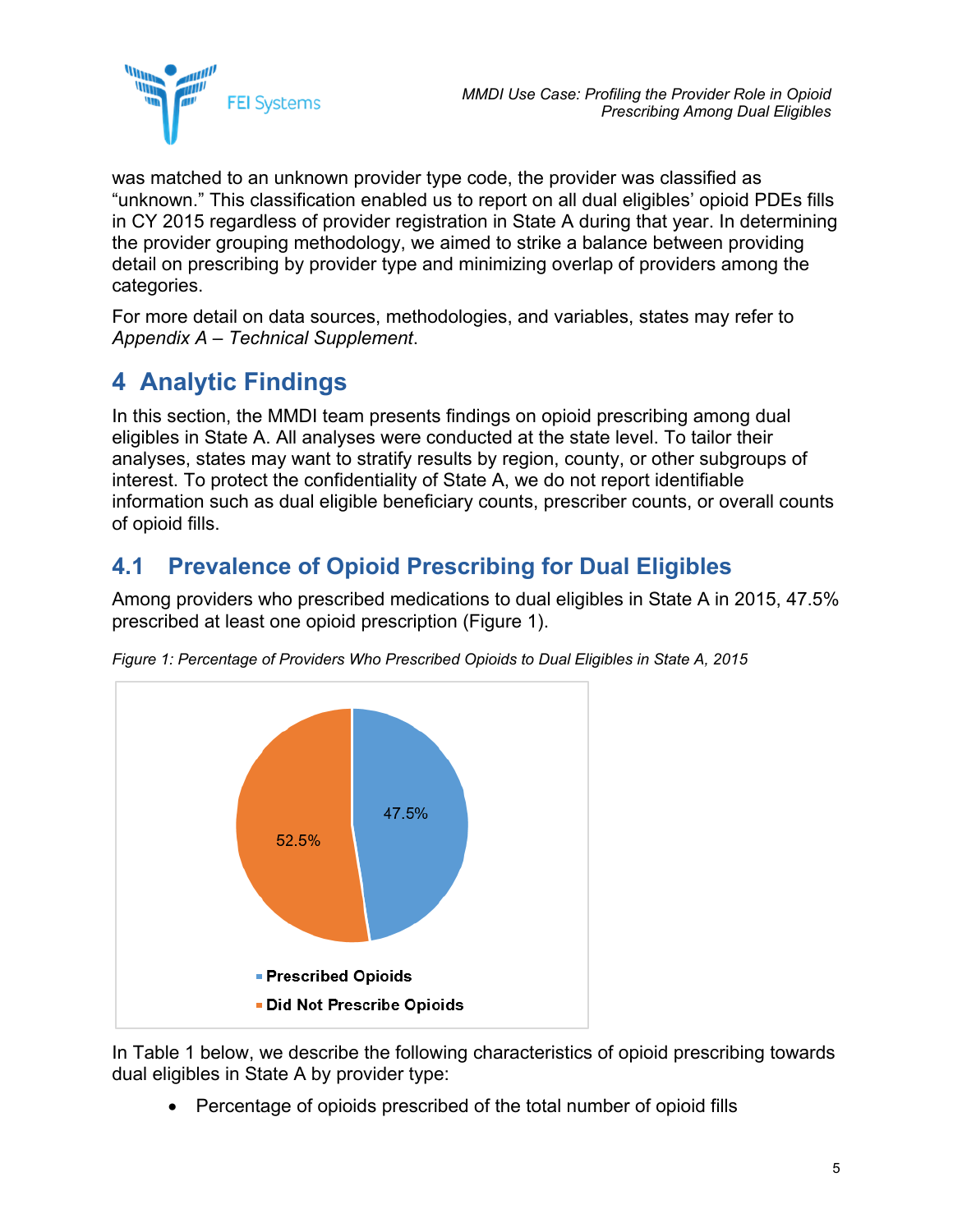was matched to an unknown provider type code, the provider was classified as "unknown." This classification enabled us to report on all dual eligibles' opioid PDEs fills in CY 2015 regardless of provider registration in State A during that year. In determining the provider grouping methodology, we aimed to strike a balance between providing detail on prescribing by provider type and minimizing overlap of providers among the categories.

For more detail on data sources, methodologies, and variables, states may refer to *Appendix A – Technical Supplement*.

# 4 Analytic Findings

In this section, the MMDI team presents findings on opioid prescribing among dual eligibles in State A. All analyses were conducted at the state level. To tailor their analyses, states may want to stratify results by region, county, or other subgroups of interest. To protect the confidentiality of State A, we do not report identifiable information such as dual eligible beneficiary counts, prescriber counts, or overall counts of opioid fills.

## 4.1 Prevalence of Opioid Prescribing for Dual Eligibles

Among providers who prescribed medications to dual eligibles in State A in 2015, 47.5% prescribed at least one opioid prescription (Figure 1).

*Figure 1: Percentage of Providers Who Prescribed Opioids to Dual Eligibles in State A, 2015*

| Category | Percentage |
|---|---|
| Prescribed Opioids | 47.5% |
| Did Not Prescribe Opioids | 52.5% |

In Table 1 below, we describe the following characteristics of opioid prescribing towards dual eligibles in State A by provider type:

- Percentage of opioids prescribed of the total number of opioid fills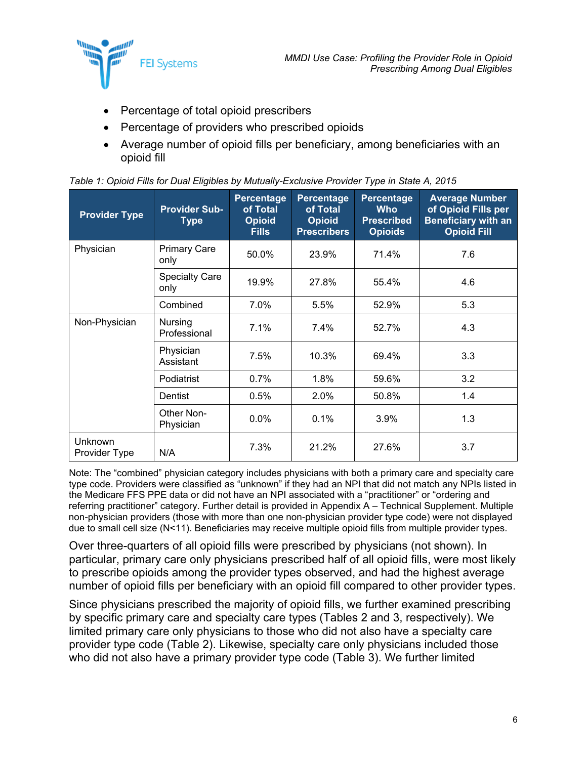- Percentage of total opioid prescribers
- Percentage of providers who prescribed opioids
- Average number of opioid fills per beneficiary, among beneficiaries with an opioid fill

*Table 1: Opioid Fills for Dual Eligibles by Mutually-Exclusive Provider Type in State A, 2015*

| Provider Type | Provider Sub-Type | Percentage of Total Opioid Fills | Percentage of Total Opioid Prescribers | Percentage Who Prescribed Opioids | Average Number of Opioid Fills per Beneficiary with an Opioid Fill |
|---|---|---|---|---|---|
| Physician | Primary Care only | 50.0% | 23.9% | 71.4% | 7.6 |
| | Specialty Care only | 19.9% | 27.8% | 55.4% | 4.6 |
| | Combined | 7.0% | 5.5% | 52.9% | 5.3 |
| Non-Physician | Nursing Professional | 7.1% | 7.4% | 52.7% | 4.3 |
| | Physician Assistant | 7.5% | 10.3% | 69.4% | 3.3 |
| | Podiatrist | 0.7% | 1.8% | 59.6% | 3.2 |
| | Dentist | 0.5% | 2.0% | 50.8% | 1.4 |
| | Other Non-Physician | 0.0% | 0.1% | 3.9% | 1.3 |
| Unknown Provider Type | N/A | 7.3% | 21.2% | 27.6% | 3.7 |

Note: The “combined” physician category includes physicians with both a primary care and specialty care type code. Providers were classified as “unknown” if they had an NPI that did not match any NPIs listed in the Medicare FFS PPE data or did not have an NPI associated with a “practitioner” or “ordering and referring practitioner” category. Further detail is provided in Appendix A – Technical Supplement. Multiple non-physician providers (those with more than one non-physician provider type code) were not displayed due to small cell size (N<11). Beneficiaries may receive multiple opioid fills from multiple provider types.

Over three-quarters of all opioid fills were prescribed by physicians (not shown). In particular, primary care only physicians prescribed half of all opioid fills, were most likely to prescribe opioids among the provider types observed, and had the highest average number of opioid fills per beneficiary with an opioid fill compared to other provider types.

Since physicians prescribed the majority of opioid fills, we further examined prescribing by specific primary care and specialty care types (Tables 2 and 3, respectively). We limited primary care only physicians to those who did not also have a specialty care provider type code (Table 2). Likewise, specialty care only physicians included those who did not also have a primary provider type code (Table 3). We further limited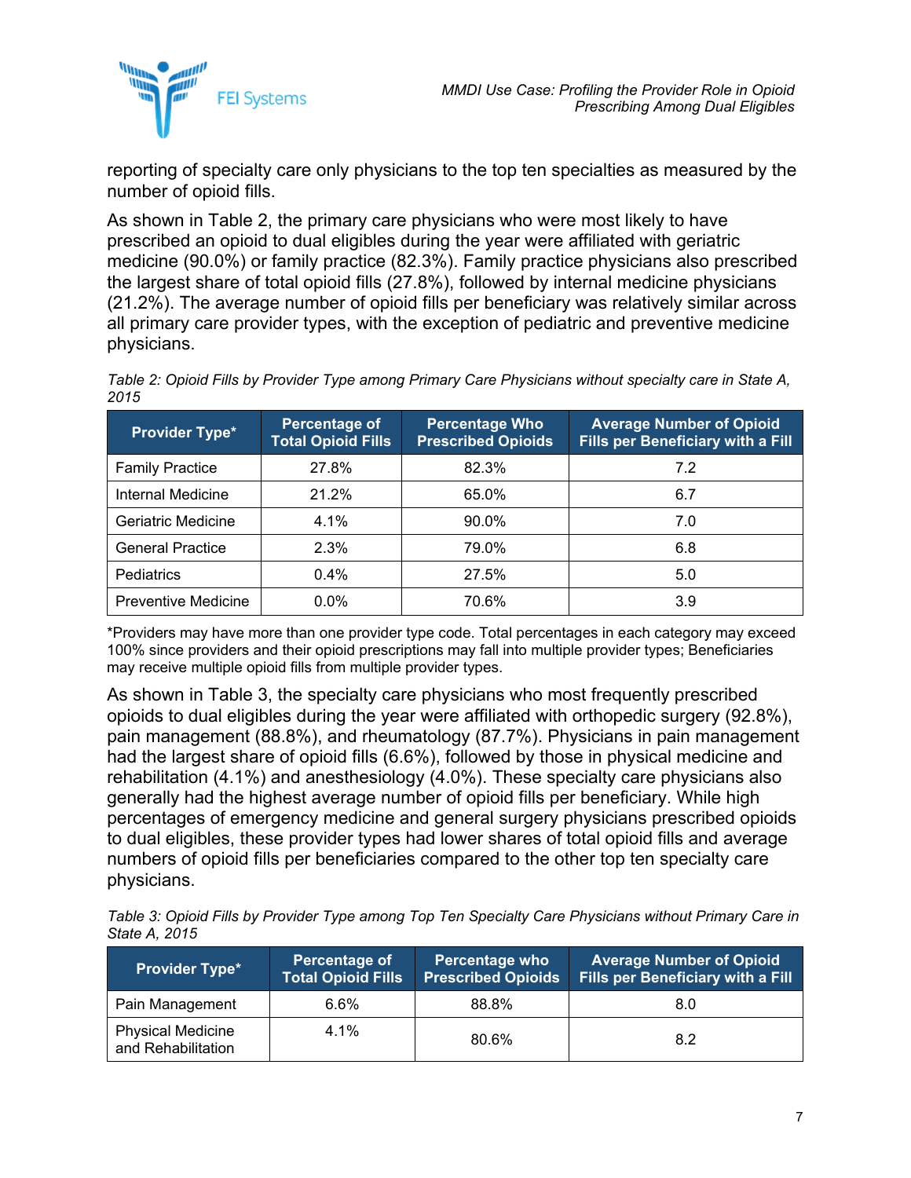reporting of specialty care only physicians to the top ten specialties as measured by the number of opioid fills.

As shown in Table 2, the primary care physicians who were most likely to have prescribed an opioid to dual eligibles during the year were affiliated with geriatric medicine (90.0%) or family practice (82.3%). Family practice physicians also prescribed the largest share of total opioid fills (27.8%), followed by internal medicine physicians (21.2%). The average number of opioid fills per beneficiary was relatively similar across all primary care provider types, with the exception of pediatric and preventive medicine physicians.

*Table 2: Opioid Fills by Provider Type among Primary Care Physicians without specialty care in State A, 2015*

| Provider Type* | Percentage of Total Opioid Fills | Percentage Who Prescribed Opioids | Average Number of Opioid Fills per Beneficiary with a Fill |
|---|---|---|---|
| Family Practice | 27.8% | 82.3% | 7.2 |
| Internal Medicine | 21.2% | 65.0% | 6.7 |
| Geriatric Medicine | 4.1% | 90.0% | 7.0 |
| General Practice | 2.3% | 79.0% | 6.8 |
| Pediatrics | 0.4% | 27.5% | 5.0 |
| Preventive Medicine | 0.0% | 70.6% | 3.9 |

*Providers may have more than one provider type code. Total percentages in each category may exceed 100% since providers and their opioid prescriptions may fall into multiple provider types; Beneficiaries may receive multiple opioid fills from multiple provider types.

As shown in Table 3, the specialty care physicians who most frequently prescribed opioids to dual eligibles during the year were affiliated with orthopedic surgery (92.8%), pain management (88.8%), and rheumatology (87.7%). Physicians in pain management had the largest share of opioid fills (6.6%), followed by those in physical medicine and rehabilitation (4.1%) and anesthesiology (4.0%). These specialty care physicians also generally had the highest average number of opioid fills per beneficiary. While high percentages of emergency medicine and general surgery physicians prescribed opioids to dual eligibles, these provider types had lower shares of total opioid fills and average numbers of opioid fills per beneficiaries compared to the other top ten specialty care physicians.

*Table 3: Opioid Fills by Provider Type among Top Ten Specialty Care Physicians without Primary Care in State A, 2015*

| Provider Type* | Percentage of Total Opioid Fills | Percentage who Prescribed Opioids | Average Number of Opioid Fills per Beneficiary with a Fill |
|---|---|---|---|
| Pain Management | 6.6% | 88.8% | 8.0 |
| Physical Medicine and Rehabilitation | 4.1% | 80.6% | 8.2 |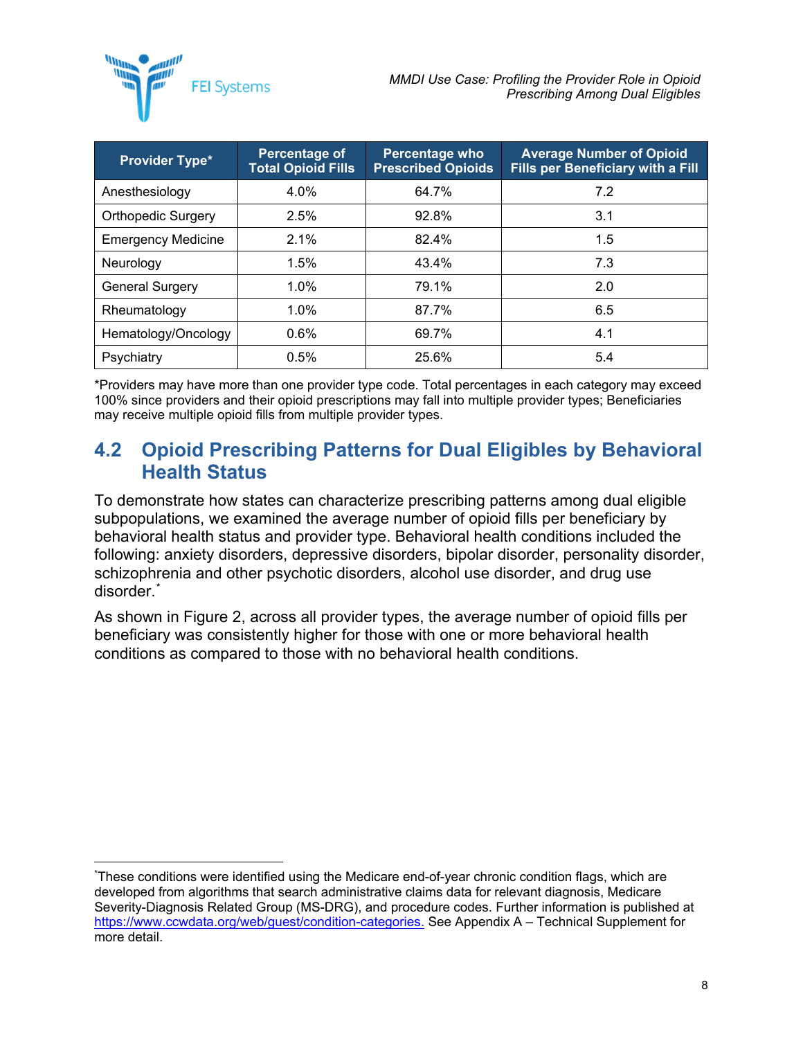| Provider Type* | Percentage of Total Opioid Fills | Percentage who Prescribed Opioids | Average Number of Opioid Fills per Beneficiary with a Fill |
|---|---|---|---|
| Anesthesiology | 4.0% | 64.7% | 7.2 |
| Orthopedic Surgery | 2.5% | 92.8% | 3.1 |
| Emergency Medicine | 2.1% | 82.4% | 1.5 |
| Neurology | 1.5% | 43.4% | 7.3 |
| General Surgery | 1.0% | 79.1% | 2.0 |
| Rheumatology | 1.0% | 87.7% | 6.5 |
| Hematology/Oncology | 0.6% | 69.7% | 4.1 |
| Psychiatry | 0.5% | 25.6% | 5.4 |

*Providers may have more than one provider type code. Total percentages in each category may exceed 100% since providers and their opioid prescriptions may fall into multiple provider types; Beneficiaries may receive multiple opioid fills from multiple provider types.

## 4.2 Opioid Prescribing Patterns for Dual Eligibles by Behavioral Health Status

To demonstrate how states can characterize prescribing patterns among dual eligible subpopulations, we examined the average number of opioid fills per beneficiary by behavioral health status and provider type. Behavioral health conditions included the following: anxiety disorders, depressive disorders, bipolar disorder, personality disorder, schizophrenia and other psychotic disorders, alcohol use disorder, and drug use disorder.[*]

As shown in Figure 2, across all provider types, the average number of opioid fills per beneficiary was consistently higher for those with one or more behavioral health conditions as compared to those with no behavioral health conditions.

[*]These conditions were identified using the Medicare end-of-year chronic condition flags, which are developed from algorithms that search administrative claims data for relevant diagnosis, Medicare Severity-Diagnosis Related Group (MS-DRG), and procedure codes. Further information is published at https://www.ccwdata.org/web/guest/condition-categories. See Appendix A – Technical Supplement for more detail.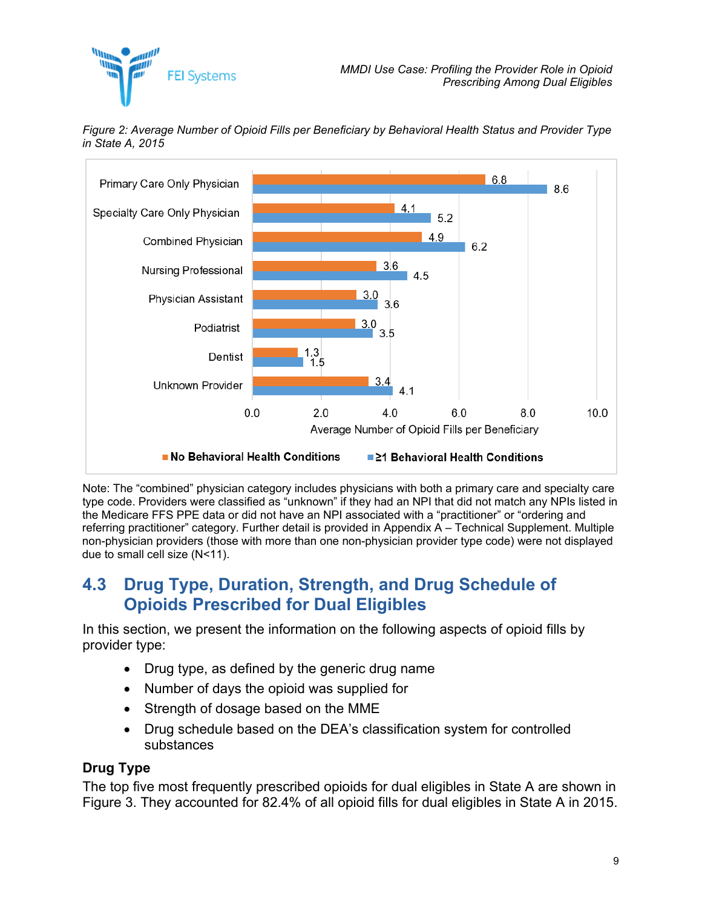*Figure 2: Average Number of Opioid Fills per Beneficiary by Behavioral Health Status and Provider Type in State A, 2015*

| Provider Type | No Behavioral Health Conditions | ≥1 Behavioral Health Conditions |
|---|---|---|
| Primary Care Only Physician | 6.8 | 8.6 |
| Specialty Care Only Physician | 4.1 | 5.2 |
| Combined Physician | 4.9 | 6.2 |
| Nursing Professional | 3.6 | 4.5 |
| Physician Assistant | 3.0 | 3.6 |
| Podiatrist | 3.0 | 3.5 |
| Dentist | 1.3 | 1.5 |
| Unknown Provider | 3.4 | 4.1 |

Average Number of Opioid Fills per Beneficiary

Note: The "combined" physician category includes physicians with both a primary care and specialty care type code. Providers were classified as "unknown" if they had an NPI that did not match any NPIs listed in the Medicare FFS PPE data or did not have an NPI associated with a "practitioner" or "ordering and referring practitioner" category. Further detail is provided in Appendix A – Technical Supplement. Multiple non-physician providers (those with more than one non-physician provider type code) were not displayed due to small cell size (N<11).

## 4.3 Drug Type, Duration, Strength, and Drug Schedule of Opioids Prescribed for Dual Eligibles

In this section, we present the information on the following aspects of opioid fills by provider type:

- Drug type, as defined by the generic drug name
- Number of days the opioid was supplied for
- Strength of dosage based on the MME
- Drug schedule based on the DEA's classification system for controlled substances

### Drug Type

The top five most frequently prescribed opioids for dual eligibles in State A are shown in Figure 3. They accounted for 82.4% of all opioid fills for dual eligibles in State A in 2015.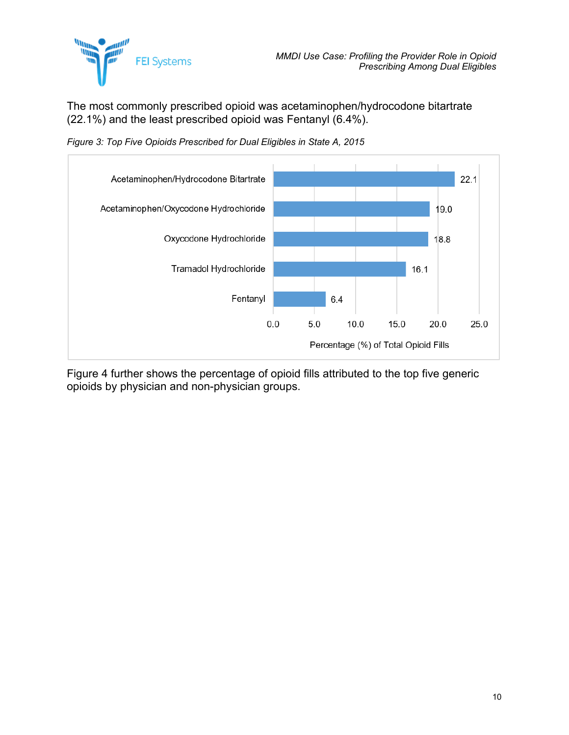The most commonly prescribed opioid was acetaminophen/hydrocodone bitartrate (22.1%) and the least prescribed opioid was Fentanyl (6.4%).

*Figure 3: Top Five Opioids Prescribed for Dual Eligibles in State A, 2015*

| Opioid | Percentage (%) of Total Opioid Fills |
|---|---|
| Acetaminophen/Hydrocodone Bitartrate | 22.1 |
| Acetaminophen/Oxycodone Hydrochloride | 19.0 |
| Oxycodone Hydrochloride | 18.8 |
| Tramadol Hydrochloride | 16.1 |
| Fentanyl | 6.4 |

Figure 4 further shows the percentage of opioid fills attributed to the top five generic opioids by physician and non-physician groups.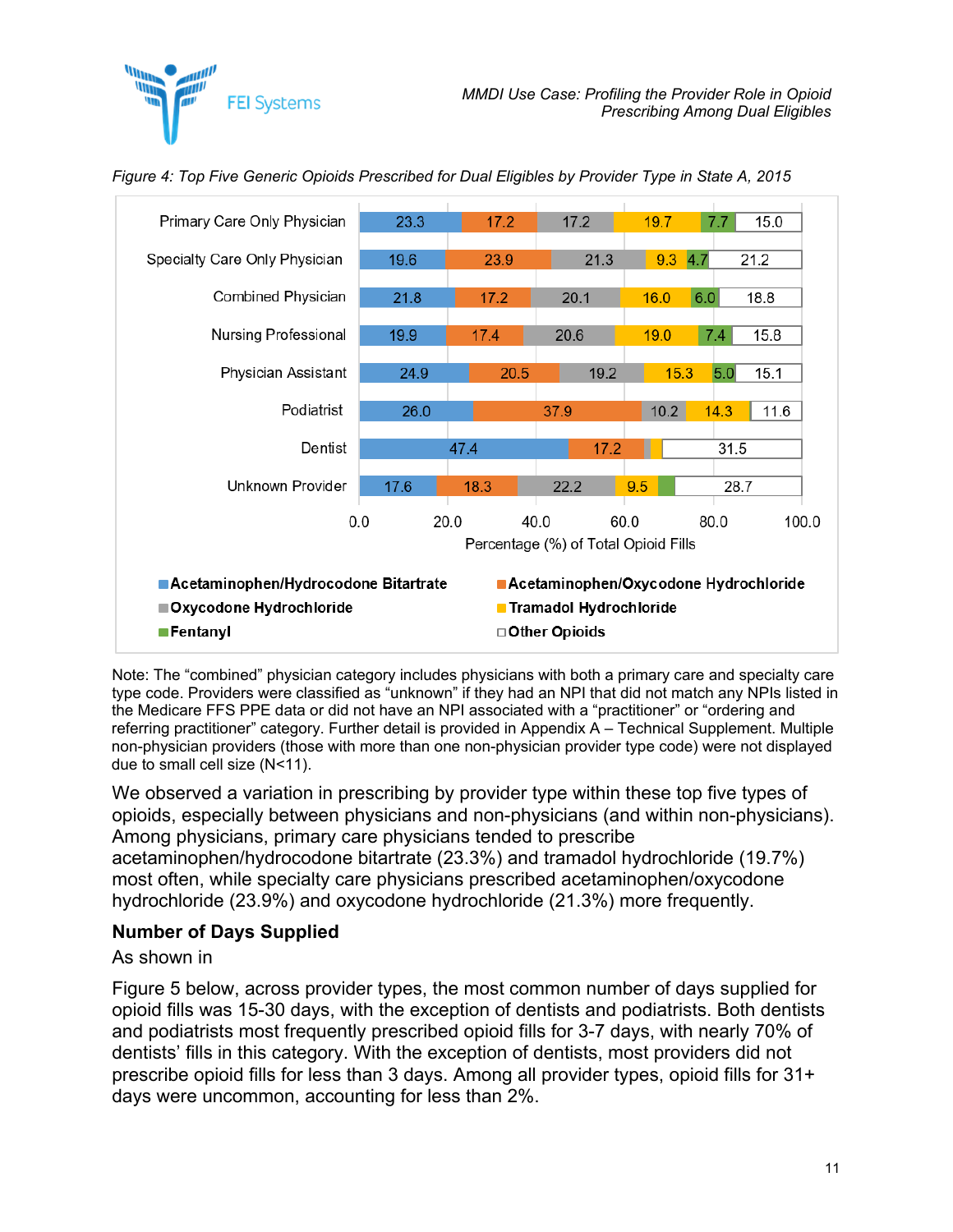*Figure 4: Top Five Generic Opioids Prescribed for Dual Eligibles by Provider Type in State A, 2015*

Percentage (%) of Total Opioid Fills

| Provider Type | Acetaminophen/Hydrocodone Bitartrate | Acetaminophen/Oxycodone Hydrochloride | Oxycodone Hydrochloride | Tramadol Hydrochloride | Fentanyl | Other Opioids |
|---|---|---|---|---|---|---|
| Primary Care Only Physician | 23.3 | 17.2 | 17.2 | 19.7 | 7.7 | 15.0 |
| Specialty Care Only Physician | 19.6 | 23.9 | 21.3 | 9.3 | 4.7 | 21.2 |
| Combined Physician | 21.8 | 17.2 | 20.1 | 16.0 | 6.0 | 18.8 |
| Nursing Professional | 19.9 | 17.4 | 20.6 | 19.0 | 7.4 | 15.8 |
| Physician Assistant | 24.9 | 20.5 | 19.2 | 15.3 | 5.0 | 15.1 |
| Podiatrist | 26.0 | 37.9 | 10.2 | 14.3 | | 11.6 |
| Dentist | 47.4 | 17.2 | | | | 31.5 |
| Unknown Provider | 17.6 | 18.3 | 22.2 | 9.5 | | 28.7 |

Note: The "combined" physician category includes physicians with both a primary care and specialty care type code. Providers were classified as "unknown" if they had an NPI that did not match any NPIs listed in the Medicare FFS PPE data or did not have an NPI associated with a "practitioner" or "ordering and referring practitioner" category. Further detail is provided in Appendix A – Technical Supplement. Multiple non-physician providers (those with more than one non-physician provider type code) were not displayed due to small cell size (N<11).

We observed a variation in prescribing by provider type within these top five types of opioids, especially between physicians and non-physicians (and within non-physicians). Among physicians, primary care physicians tended to prescribe acetaminophen/hydrocodone bitartrate (23.3%) and tramadol hydrochloride (19.7%) most often, while specialty care physicians prescribed acetaminophen/oxycodone hydrochloride (23.9%) and oxycodone hydrochloride (21.3%) more frequently.

### Number of Days Supplied

As shown in

Figure 5 below, across provider types, the most common number of days supplied for opioid fills was 15-30 days, with the exception of dentists and podiatrists. Both dentists and podiatrists most frequently prescribed opioid fills for 3-7 days, with nearly 70% of dentists' fills in this category. With the exception of dentists, most providers did not prescribe opioid fills for less than 3 days. Among all provider types, opioid fills for 31+ days were uncommon, accounting for less than 2%.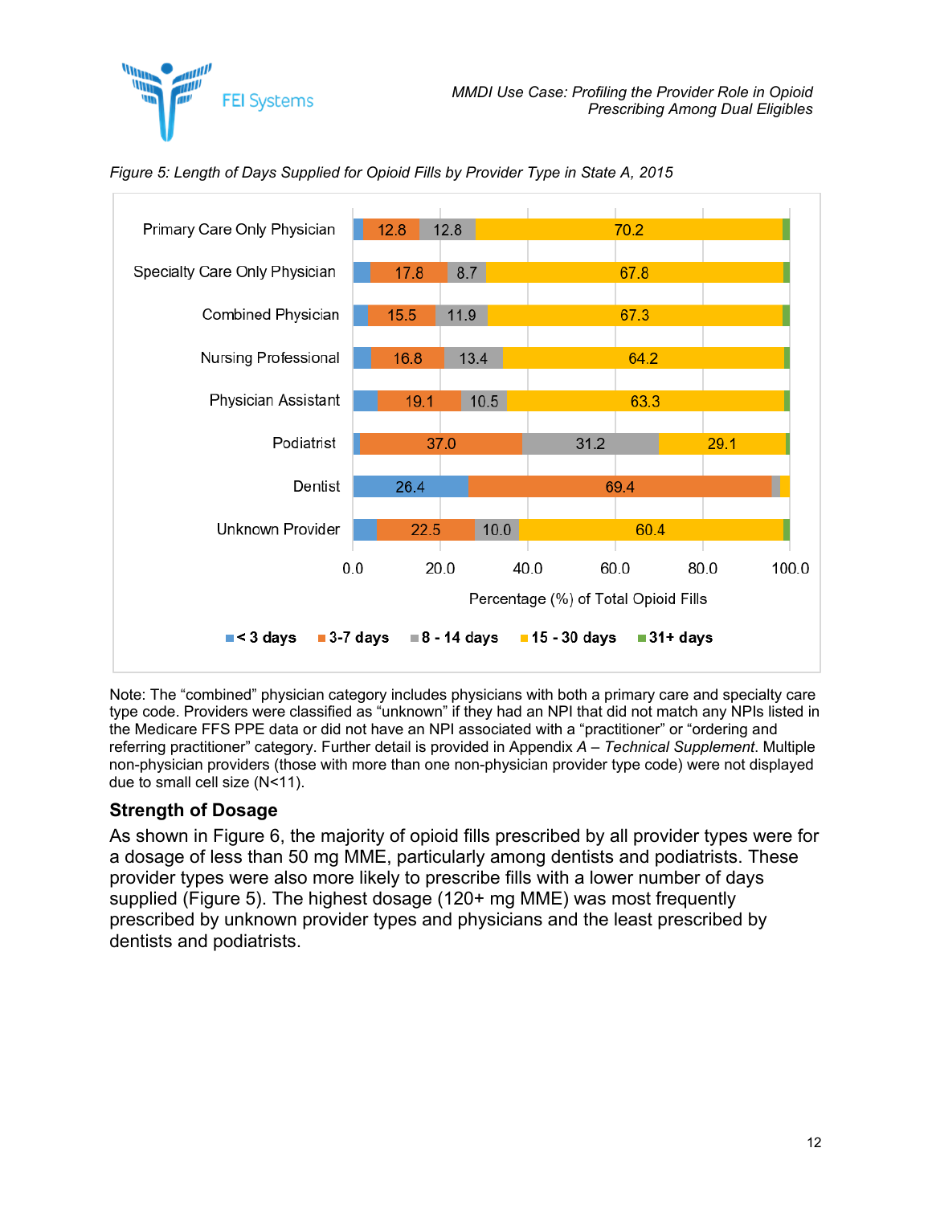*Figure 5: Length of Days Supplied for Opioid Fills by Provider Type in State A, 2015*

| Provider Type | < 3 days | 3-7 days | 8 - 14 days | 15 - 30 days | 31+ days |
|---|---|---|---|---|---|
| Primary Care Only Physician | | 12.8 | 12.8 | 70.2 | |
| Specialty Care Only Physician | | 17.8 | 8.7 | 67.8 | |
| Combined Physician | | 15.5 | 11.9 | 67.3 | |
| Nursing Professional | | 16.8 | 13.4 | 64.2 | |
| Physician Assistant | | 19.1 | 10.5 | 63.3 | |
| Podiatrist | | 37.0 | 31.2 | 29.1 | |
| Dentist | 26.4 | 69.4 | | | |
| Unknown Provider | | 22.5 | 10.0 | 60.4 | |

Percentage (%) of Total Opioid Fills

Note: The "combined" physician category includes physicians with both a primary care and specialty care type code. Providers were classified as "unknown" if they had an NPI that did not match any NPIs listed in the Medicare FFS PPE data or did not have an NPI associated with a "practitioner" or "ordering and referring practitioner" category. Further detail is provided in Appendix A – *Technical Supplement*. Multiple non-physician providers (those with more than one non-physician provider type code) were not displayed due to small cell size (N<11).

### Strength of Dosage

As shown in Figure 6, the majority of opioid fills prescribed by all provider types were for a dosage of less than 50 mg MME, particularly among dentists and podiatrists. These provider types were also more likely to prescribe fills with a lower number of days supplied (Figure 5). The highest dosage (120+ mg MME) was most frequently prescribed by unknown provider types and physicians and the least prescribed by dentists and podiatrists.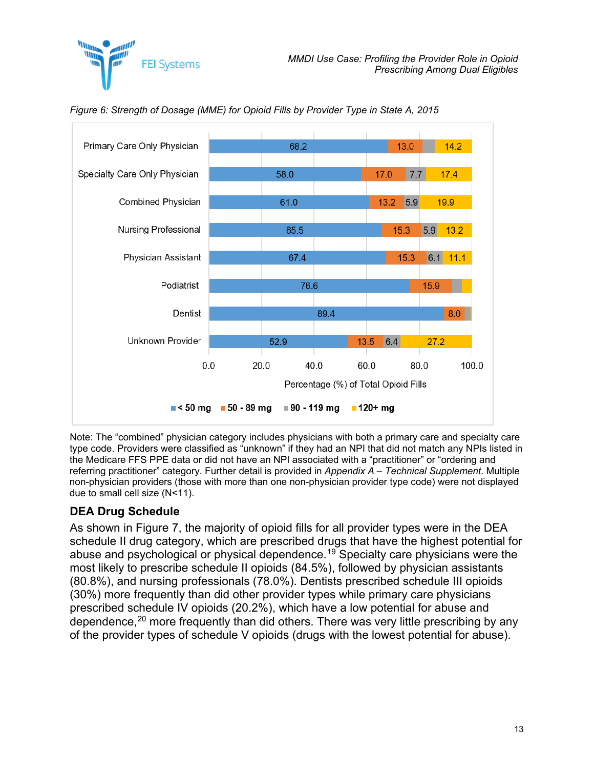*Figure 6: Strength of Dosage (MME) for Opioid Fills by Provider Type in State A, 2015*

| Provider Type | < 50 mg | 50 - 89 mg | 90 - 119 mg | 120+ mg |
|---|---|---|---|---|
| Primary Care Only Physician | 68.2 | 13.0 | | 14.2 |
| Specialty Care Only Physician | 58.0 | 17.0 | 7.7 | 17.4 |
| Combined Physician | 61.0 | 13.2 | 5.9 | 19.9 |
| Nursing Professional | 65.5 | 15.3 | 5.9 | 13.2 |
| Physician Assistant | 67.4 | 15.3 | 6.1 | 11.1 |
| Podiatrist | 76.6 | 15.9 | | |
| Dentist | 89.4 | 8.0 | | |
| Unknown Provider | 52.9 | 13.5 | 6.4 | 27.2 |

Percentage (%) of Total Opioid Fills

Note: The "combined" physician category includes physicians with both a primary care and specialty care type code. Providers were classified as "unknown" if they had an NPI that did not match any NPIs listed in the Medicare FFS PPE data or did not have an NPI associated with a "practitioner" or "ordering and referring practitioner" category. Further detail is provided in *Appendix A – Technical Supplement*. Multiple non-physician providers (those with more than one non-physician provider type code) were not displayed due to small cell size (N<11).

## DEA Drug Schedule

As shown in Figure 7, the majority of opioid fills for all provider types were in the DEA schedule II drug category, which are prescribed drugs that have the highest potential for abuse and psychological or physical dependence.[19] Specialty care physicians were the most likely to prescribe schedule II opioids (84.5%), followed by physician assistants (80.8%), and nursing professionals (78.0%). Dentists prescribed schedule III opioids (30%) more frequently than did other provider types while primary care physicians prescribed schedule IV opioids (20.2%), which have a low potential for abuse and dependence,[20] more frequently than did others. There was very little prescribing by any of the provider types of schedule V opioids (drugs with the lowest potential for abuse).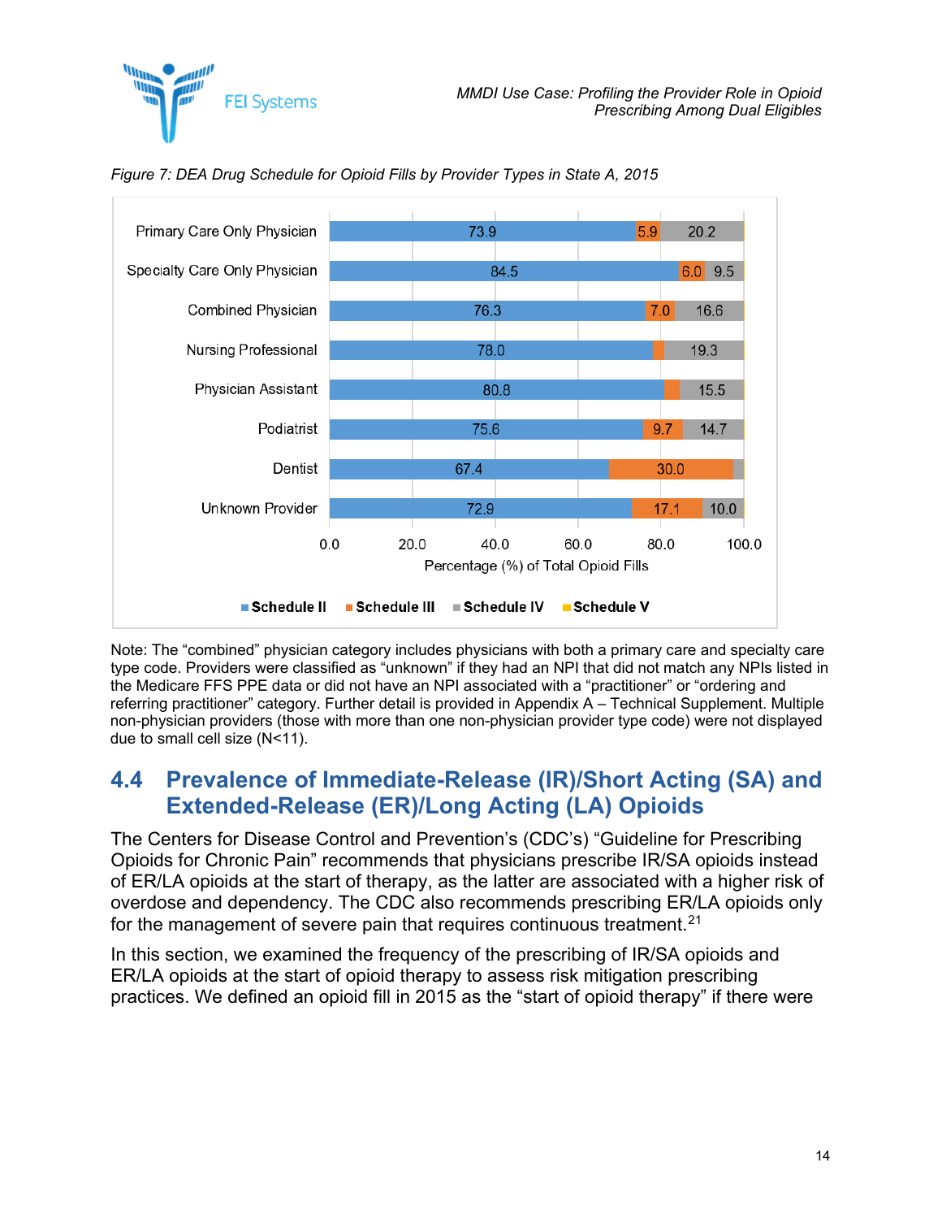*Figure 7: DEA Drug Schedule for Opioid Fills by Provider Types in State A, 2015*

| Provider Type | Schedule II | Schedule III | Schedule IV | Schedule V |
|---|---|---|---|---|
| Primary Care Only Physician | 73.9 | 5.9 | 20.2 | |
| Specialty Care Only Physician | 84.5 | 6.0 | 9.5 | |
| Combined Physician | 76.3 | 7.0 | 16.6 | |
| Nursing Professional | 78.0 | | 19.3 | |
| Physician Assistant | 80.8 | | 15.5 | |
| Podiatrist | 75.6 | 9.7 | 14.7 | |
| Dentist | 67.4 | 30.0 | | |
| Unknown Provider | 72.9 | 17.1 | 10.0 | |

Percentage (%) of Total Opioid Fills

Note: The "combined" physician category includes physicians with both a primary care and specialty care type code. Providers were classified as "unknown" if they had an NPI that did not match any NPIs listed in the Medicare FFS PPE data or did not have an NPI associated with a "practitioner" or "ordering and referring practitioner" category. Further detail is provided in Appendix A – Technical Supplement. Multiple non-physician providers (those with more than one non-physician provider type code) were not displayed due to small cell size (N<11).

## 4.4 Prevalence of Immediate-Release (IR)/Short Acting (SA) and Extended-Release (ER)/Long Acting (LA) Opioids

The Centers for Disease Control and Prevention's (CDC's) "Guideline for Prescribing Opioids for Chronic Pain" recommends that physicians prescribe IR/SA opioids instead of ER/LA opioids at the start of therapy, as the latter are associated with a higher risk of overdose and dependency. The CDC also recommends prescribing ER/LA opioids only for the management of severe pain that requires continuous treatment.[21]

In this section, we examined the frequency of the prescribing of IR/SA opioids and ER/LA opioids at the start of opioid therapy to assess risk mitigation prescribing practices. We defined an opioid fill in 2015 as the "start of opioid therapy" if there were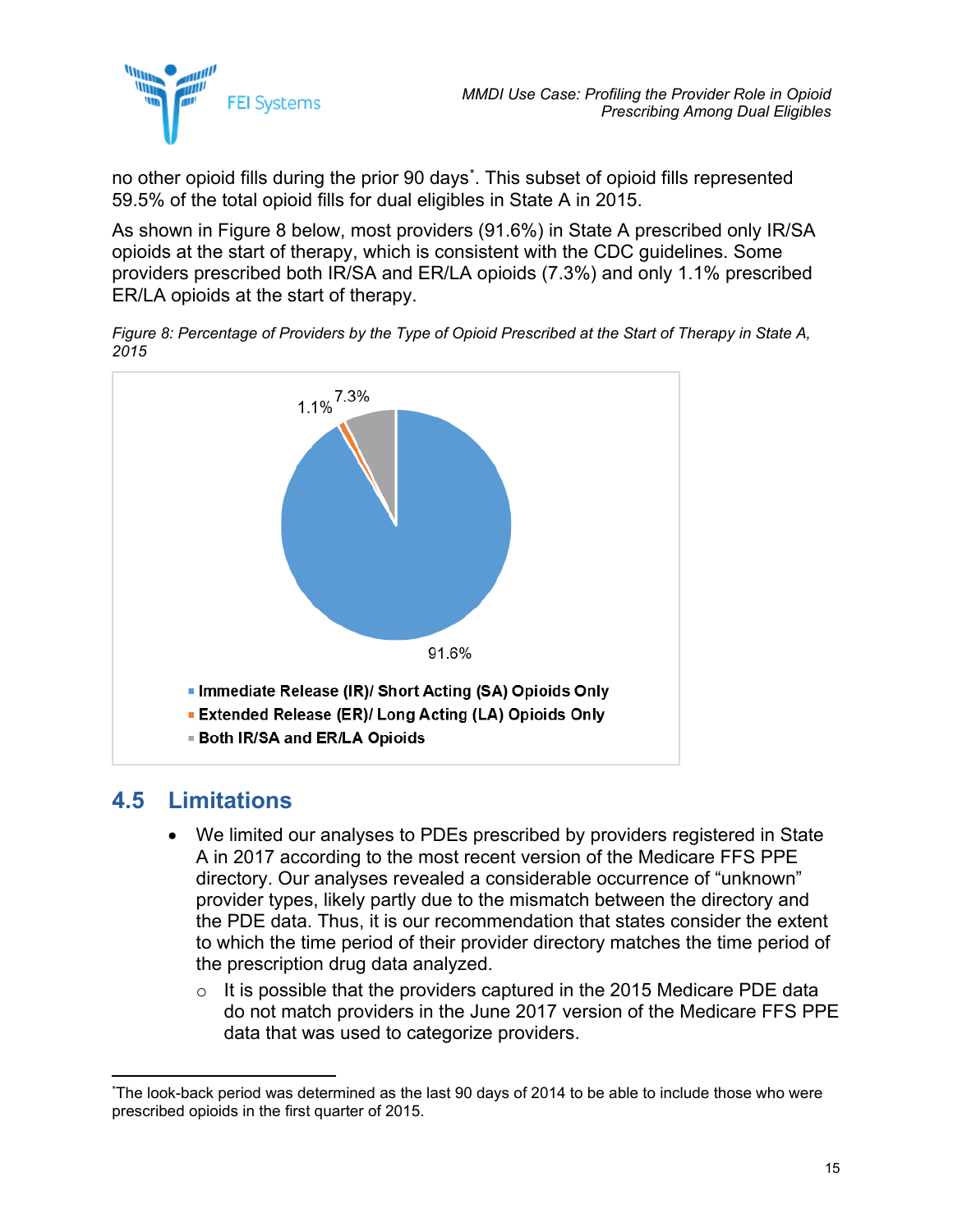no other opioid fills during the prior 90 days*. This subset of opioid fills represented 59.5% of the total opioid fills for dual eligibles in State A in 2015.

As shown in Figure 8 below, most providers (91.6%) in State A prescribed only IR/SA opioids at the start of therapy, which is consistent with the CDC guidelines. Some providers prescribed both IR/SA and ER/LA opioids (7.3%) and only 1.1% prescribed ER/LA opioids at the start of therapy.

*Figure 8: Percentage of Providers by the Type of Opioid Prescribed at the Start of Therapy in State A, 2015*

| Type of Opioid Prescribed | Percentage of Providers |
| --- | --- |
| Immediate Release (IR)/ Short Acting (SA) Opioids Only | 91.6% |
| Extended Release (ER)/ Long Acting (LA) Opioids Only | 1.1% |
| Both IR/SA and ER/LA Opioids | 7.3% |

## 4.5 Limitations

- We limited our analyses to PDEs prescribed by providers registered in State A in 2017 according to the most recent version of the Medicare FFS PPE directory. Our analyses revealed a considerable occurrence of "unknown" provider types, likely partly due to the mismatch between the directory and the PDE data. Thus, it is our recommendation that states consider the extent to which the time period of their provider directory matches the time period of the prescription drug data analyzed.
  - It is possible that the providers captured in the 2015 Medicare PDE data do not match providers in the June 2017 version of the Medicare FFS PPE data that was used to categorize providers.

*The look-back period was determined as the last 90 days of 2014 to be able to include those who were prescribed opioids in the first quarter of 2015.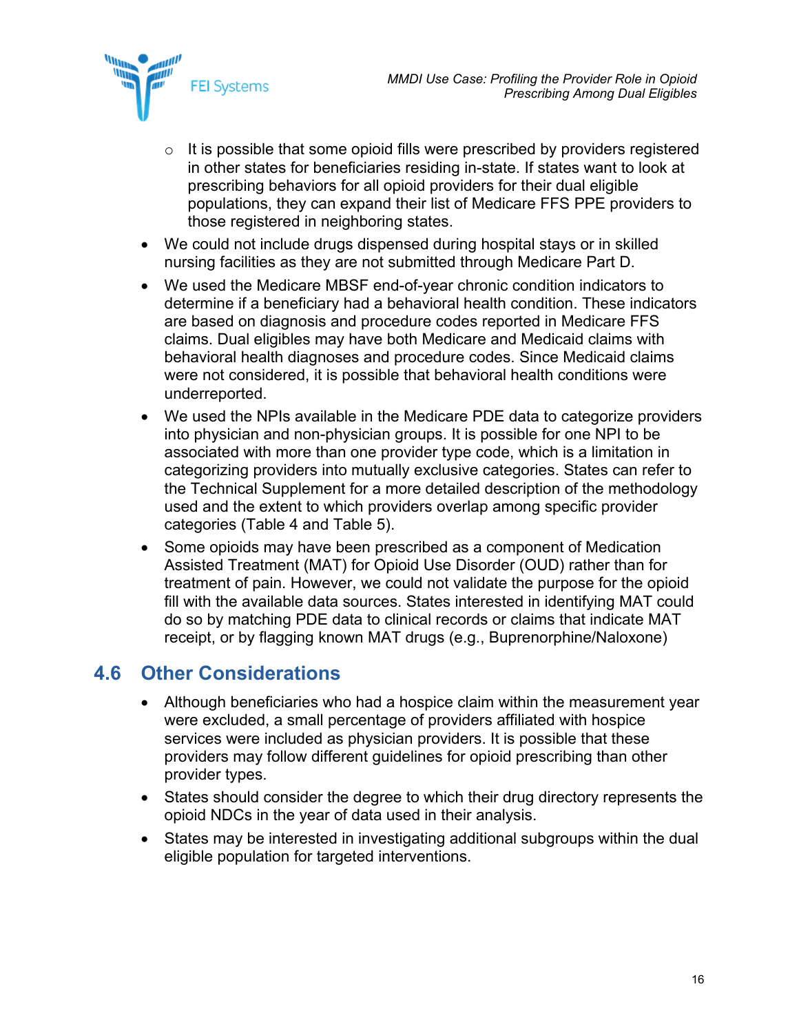- It is possible that some opioid fills were prescribed by providers registered in other states for beneficiaries residing in-state. If states want to look at prescribing behaviors for all opioid providers for their dual eligible populations, they can expand their list of Medicare FFS PPE providers to those registered in neighboring states.
- We could not include drugs dispensed during hospital stays or in skilled nursing facilities as they are not submitted through Medicare Part D.
- We used the Medicare MBSF end-of-year chronic condition indicators to determine if a beneficiary had a behavioral health condition. These indicators are based on diagnosis and procedure codes reported in Medicare FFS claims. Dual eligibles may have both Medicare and Medicaid claims with behavioral health diagnoses and procedure codes. Since Medicaid claims were not considered, it is possible that behavioral health conditions were underreported.
- We used the NPIs available in the Medicare PDE data to categorize providers into physician and non-physician groups. It is possible for one NPI to be associated with more than one provider type code, which is a limitation in categorizing providers into mutually exclusive categories. States can refer to the Technical Supplement for a more detailed description of the methodology used and the extent to which providers overlap among specific provider categories (Table 4 and Table 5).
- Some opioids may have been prescribed as a component of Medication Assisted Treatment (MAT) for Opioid Use Disorder (OUD) rather than for treatment of pain. However, we could not validate the purpose for the opioid fill with the available data sources. States interested in identifying MAT could do so by matching PDE data to clinical records or claims that indicate MAT receipt, or by flagging known MAT drugs (e.g., Buprenorphine/Naloxone)

## 4.6 Other Considerations

- Although beneficiaries who had a hospice claim within the measurement year were excluded, a small percentage of providers affiliated with hospice services were included as physician providers. It is possible that these providers may follow different guidelines for opioid prescribing than other provider types.
- States should consider the degree to which their drug directory represents the opioid NDCs in the year of data used in their analysis.
- States may be interested in investigating additional subgroups within the dual eligible population for targeted interventions.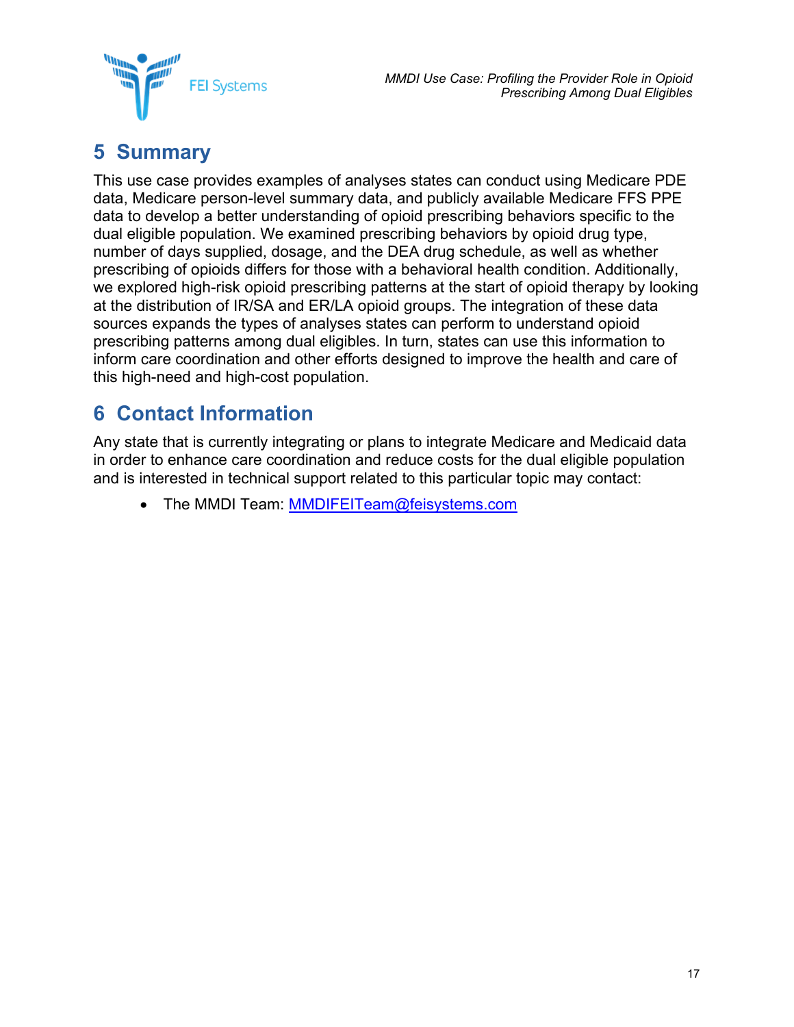## 5 Summary

This use case provides examples of analyses states can conduct using Medicare PDE data, Medicare person-level summary data, and publicly available Medicare FFS PPE data to develop a better understanding of opioid prescribing behaviors specific to the dual eligible population. We examined prescribing behaviors by opioid drug type, number of days supplied, dosage, and the DEA drug schedule, as well as whether prescribing of opioids differs for those with a behavioral health condition. Additionally, we explored high-risk opioid prescribing patterns at the start of opioid therapy by looking at the distribution of IR/SA and ER/LA opioid groups. The integration of these data sources expands the types of analyses states can perform to understand opioid prescribing patterns among dual eligibles. In turn, states can use this information to inform care coordination and other efforts designed to improve the health and care of this high-need and high-cost population.

## 6 Contact Information

Any state that is currently integrating or plans to integrate Medicare and Medicaid data in order to enhance care coordination and reduce costs for the dual eligible population and is interested in technical support related to this particular topic may contact:

- The MMDI Team: MMDIFEITeam@feisystems.com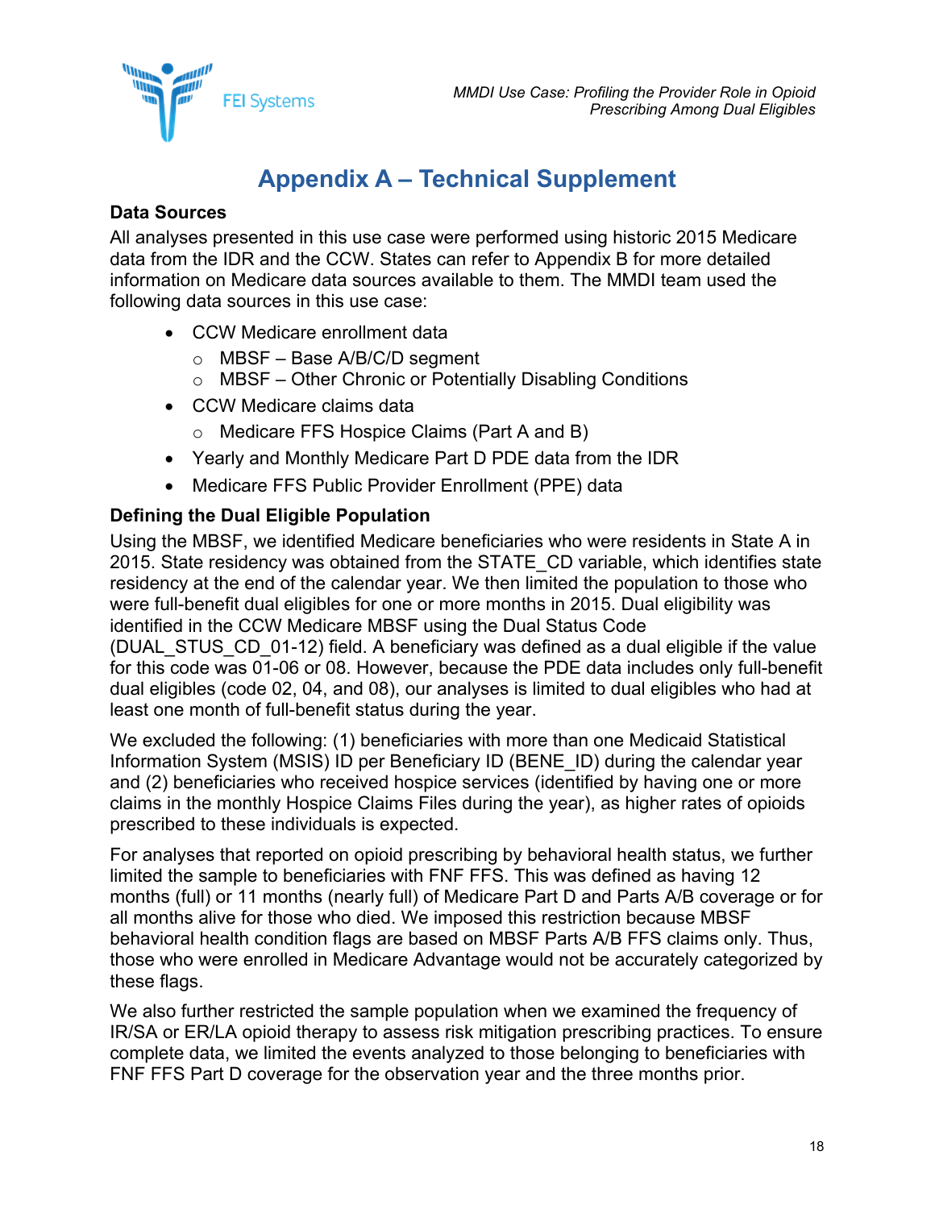# Appendix A – Technical Supplement

**Data Sources**

All analyses presented in this use case were performed using historic 2015 Medicare data from the IDR and the CCW. States can refer to Appendix B for more detailed information on Medicare data sources available to them. The MMDI team used the following data sources in this use case:

- CCW Medicare enrollment data
  - MBSF – Base A/B/C/D segment
  - MBSF – Other Chronic or Potentially Disabling Conditions
- CCW Medicare claims data
  - Medicare FFS Hospice Claims (Part A and B)
- Yearly and Monthly Medicare Part D PDE data from the IDR
- Medicare FFS Public Provider Enrollment (PPE) data

**Defining the Dual Eligible Population**

Using the MBSF, we identified Medicare beneficiaries who were residents in State A in 2015. State residency was obtained from the STATE_CD variable, which identifies state residency at the end of the calendar year. We then limited the population to those who were full-benefit dual eligibles for one or more months in 2015. Dual eligibility was identified in the CCW Medicare MBSF using the Dual Status Code (DUAL_STUS_CD_01-12) field. A beneficiary was defined as a dual eligible if the value for this code was 01-06 or 08. However, because the PDE data includes only full-benefit dual eligibles (code 02, 04, and 08), our analyses is limited to dual eligibles who had at least one month of full-benefit status during the year.

We excluded the following: (1) beneficiaries with more than one Medicaid Statistical Information System (MSIS) ID per Beneficiary ID (BENE_ID) during the calendar year and (2) beneficiaries who received hospice services (identified by having one or more claims in the monthly Hospice Claims Files during the year), as higher rates of opioids prescribed to these individuals is expected.

For analyses that reported on opioid prescribing by behavioral health status, we further limited the sample to beneficiaries with FNF FFS. This was defined as having 12 months (full) or 11 months (nearly full) of Medicare Part D and Parts A/B coverage or for all months alive for those who died. We imposed this restriction because MBSF behavioral health condition flags are based on MBSF Parts A/B FFS claims only. Thus, those who were enrolled in Medicare Advantage would not be accurately categorized by these flags.

We also further restricted the sample population when we examined the frequency of IR/SA or ER/LA opioid therapy to assess risk mitigation prescribing practices. To ensure complete data, we limited the events analyzed to those belonging to beneficiaries with FNF FFS Part D coverage for the observation year and the three months prior.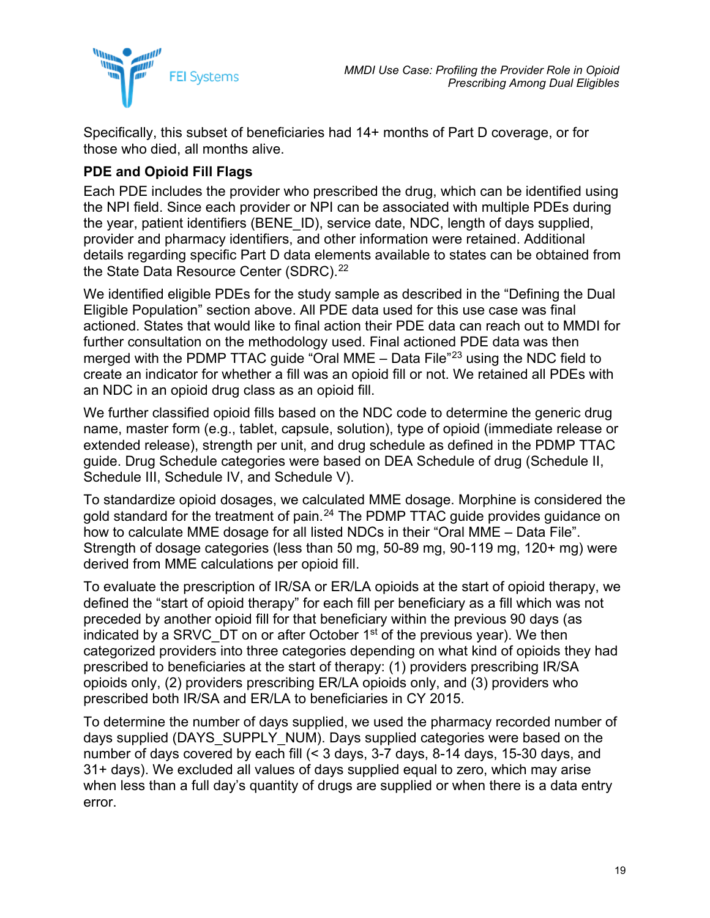Specifically, this subset of beneficiaries had 14+ months of Part D coverage, or for those who died, all months alive.

**PDE and Opioid Fill Flags**

Each PDE includes the provider who prescribed the drug, which can be identified using the NPI field. Since each provider or NPI can be associated with multiple PDEs during the year, patient identifiers (BENE_ID), service date, NDC, length of days supplied, provider and pharmacy identifiers, and other information were retained. Additional details regarding specific Part D data elements available to states can be obtained from the State Data Resource Center (SDRC).[22]

We identified eligible PDEs for the study sample as described in the "Defining the Dual Eligible Population" section above. All PDE data used for this use case was final actioned. States that would like to final action their PDE data can reach out to MMDI for further consultation on the methodology used. Final actioned PDE data was then merged with the PDMP TTAC guide "Oral MME – Data File"[23] using the NDC field to create an indicator for whether a fill was an opioid fill or not. We retained all PDEs with an NDC in an opioid drug class as an opioid fill.

We further classified opioid fills based on the NDC code to determine the generic drug name, master form (e.g., tablet, capsule, solution), type of opioid (immediate release or extended release), strength per unit, and drug schedule as defined in the PDMP TTAC guide. Drug Schedule categories were based on DEA Schedule of drug (Schedule II, Schedule III, Schedule IV, and Schedule V).

To standardize opioid dosages, we calculated MME dosage. Morphine is considered the gold standard for the treatment of pain.[24] The PDMP TTAC guide provides guidance on how to calculate MME dosage for all listed NDCs in their "Oral MME – Data File". Strength of dosage categories (less than 50 mg, 50-89 mg, 90-119 mg, 120+ mg) were derived from MME calculations per opioid fill.

To evaluate the prescription of IR/SA or ER/LA opioids at the start of opioid therapy, we defined the "start of opioid therapy" for each fill per beneficiary as a fill which was not preceded by another opioid fill for that beneficiary within the previous 90 days (as indicated by a SRVC_DT on or after October 1st of the previous year). We then categorized providers into three categories depending on what kind of opioids they had prescribed to beneficiaries at the start of therapy: (1) providers prescribing IR/SA opioids only, (2) providers prescribing ER/LA opioids only, and (3) providers who prescribed both IR/SA and ER/LA to beneficiaries in CY 2015.

To determine the number of days supplied, we used the pharmacy recorded number of days supplied (DAYS_SUPPLY_NUM). Days supplied categories were based on the number of days covered by each fill (< 3 days, 3-7 days, 8-14 days, 15-30 days, and 31+ days). We excluded all values of days supplied equal to zero, which may arise when less than a full day's quantity of drugs are supplied or when there is a data entry error.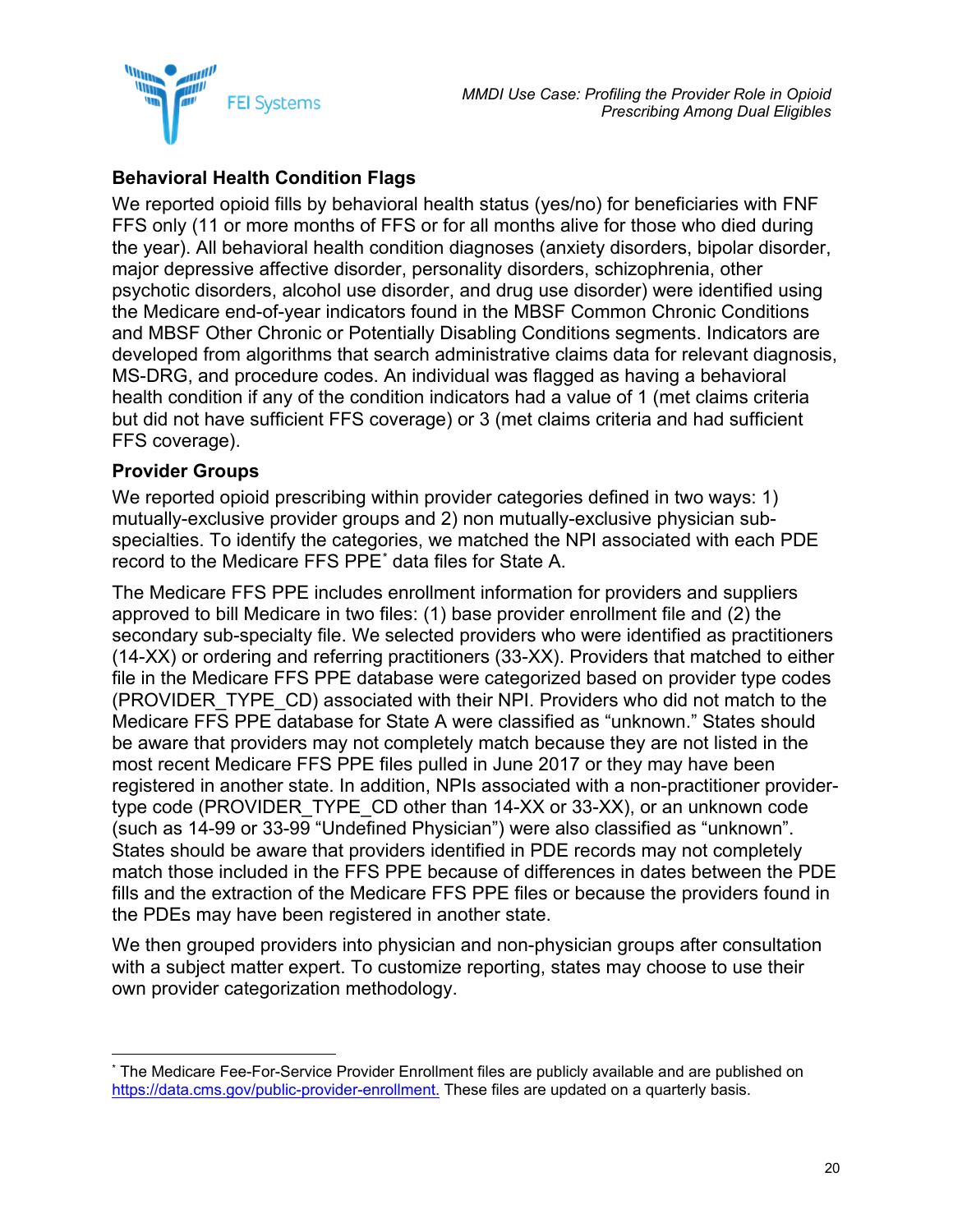### Behavioral Health Condition Flags

We reported opioid fills by behavioral health status (yes/no) for beneficiaries with FNF FFS only (11 or more months of FFS or for all months alive for those who died during the year). All behavioral health condition diagnoses (anxiety disorders, bipolar disorder, major depressive affective disorder, personality disorders, schizophrenia, other psychotic disorders, alcohol use disorder, and drug use disorder) were identified using the Medicare end-of-year indicators found in the MBSF Common Chronic Conditions and MBSF Other Chronic or Potentially Disabling Conditions segments. Indicators are developed from algorithms that search administrative claims data for relevant diagnosis, MS-DRG, and procedure codes. An individual was flagged as having a behavioral health condition if any of the condition indicators had a value of 1 (met claims criteria but did not have sufficient FFS coverage) or 3 (met claims criteria and had sufficient FFS coverage).

### Provider Groups

We reported opioid prescribing within provider categories defined in two ways: 1) mutually-exclusive provider groups and 2) non mutually-exclusive physician sub-specialties. To identify the categories, we matched the NPI associated with each PDE record to the Medicare FFS PPE* data files for State A.

The Medicare FFS PPE includes enrollment information for providers and suppliers approved to bill Medicare in two files: (1) base provider enrollment file and (2) the secondary sub-specialty file. We selected providers who were identified as practitioners (14-XX) or ordering and referring practitioners (33-XX). Providers that matched to either file in the Medicare FFS PPE database were categorized based on provider type codes (PROVIDER_TYPE_CD) associated with their NPI. Providers who did not match to the Medicare FFS PPE database for State A were classified as "unknown." States should be aware that providers may not completely match because they are not listed in the most recent Medicare FFS PPE files pulled in June 2017 or they may have been registered in another state. In addition, NPIs associated with a non-practitioner provider-type code (PROVIDER_TYPE_CD other than 14-XX or 33-XX), or an unknown code (such as 14-99 or 33-99 "Undefined Physician") were also classified as "unknown". States should be aware that providers identified in PDE records may not completely match those included in the FFS PPE because of differences in dates between the PDE fills and the extraction of the Medicare FFS PPE files or because the providers found in the PDEs may have been registered in another state.

We then grouped providers into physician and non-physician groups after consultation with a subject matter expert. To customize reporting, states may choose to use their own provider categorization methodology.

---

* The Medicare Fee-For-Service Provider Enrollment files are publicly available and are published on https://data.cms.gov/public-provider-enrollment. These files are updated on a quarterly basis.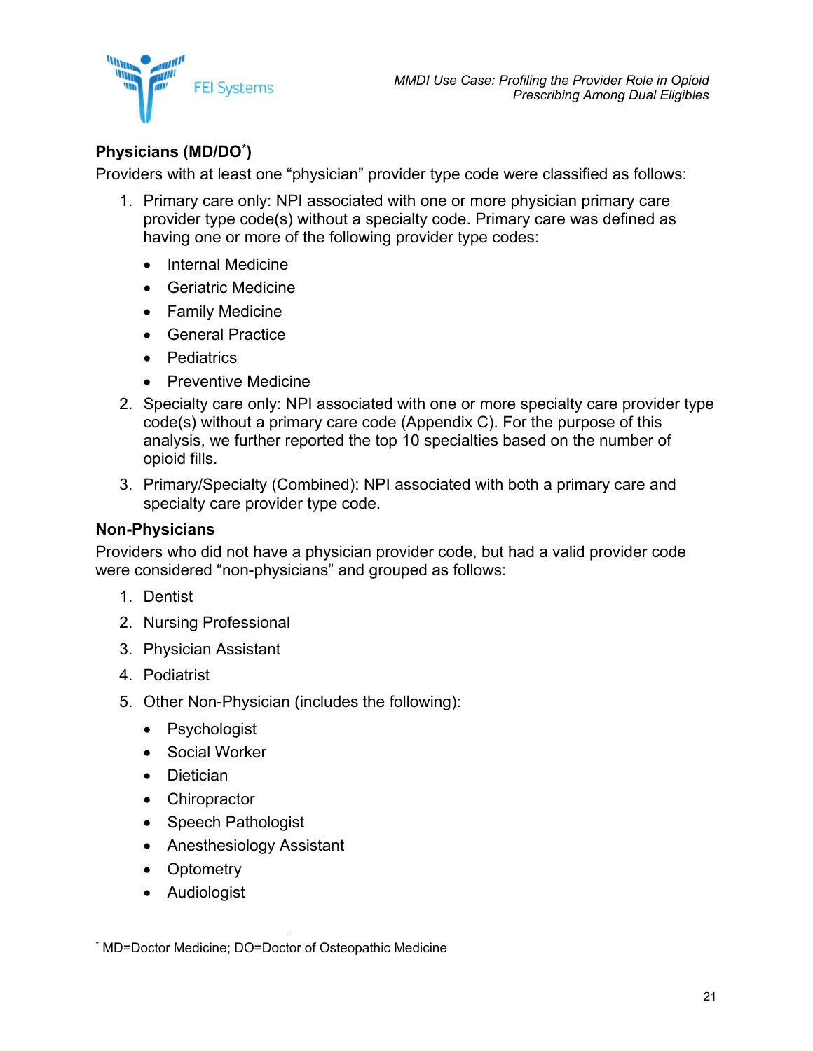### Physicians (MD/DO[*])

Providers with at least one "physician" provider type code were classified as follows:

1. Primary care only: NPI associated with one or more physician primary care provider type code(s) without a specialty code. Primary care was defined as having one or more of the following provider type codes:
   - Internal Medicine
   - Geriatric Medicine
   - Family Medicine
   - General Practice
   - Pediatrics
   - Preventive Medicine
2. Specialty care only: NPI associated with one or more specialty care provider type code(s) without a primary care code (Appendix C). For the purpose of this analysis, we further reported the top 10 specialties based on the number of opioid fills.
3. Primary/Specialty (Combined): NPI associated with both a primary care and specialty care provider type code.

### Non-Physicians

Providers who did not have a physician provider code, but had a valid provider code were considered "non-physicians" and grouped as follows:

1. Dentist
2. Nursing Professional
3. Physician Assistant
4. Podiatrist
5. Other Non-Physician (includes the following):
   - Psychologist
   - Social Worker
   - Dietician
   - Chiropractor
   - Speech Pathologist
   - Anesthesiology Assistant
   - Optometry
   - Audiologist

---

[*] MD=Doctor Medicine; DO=Doctor of Osteopathic Medicine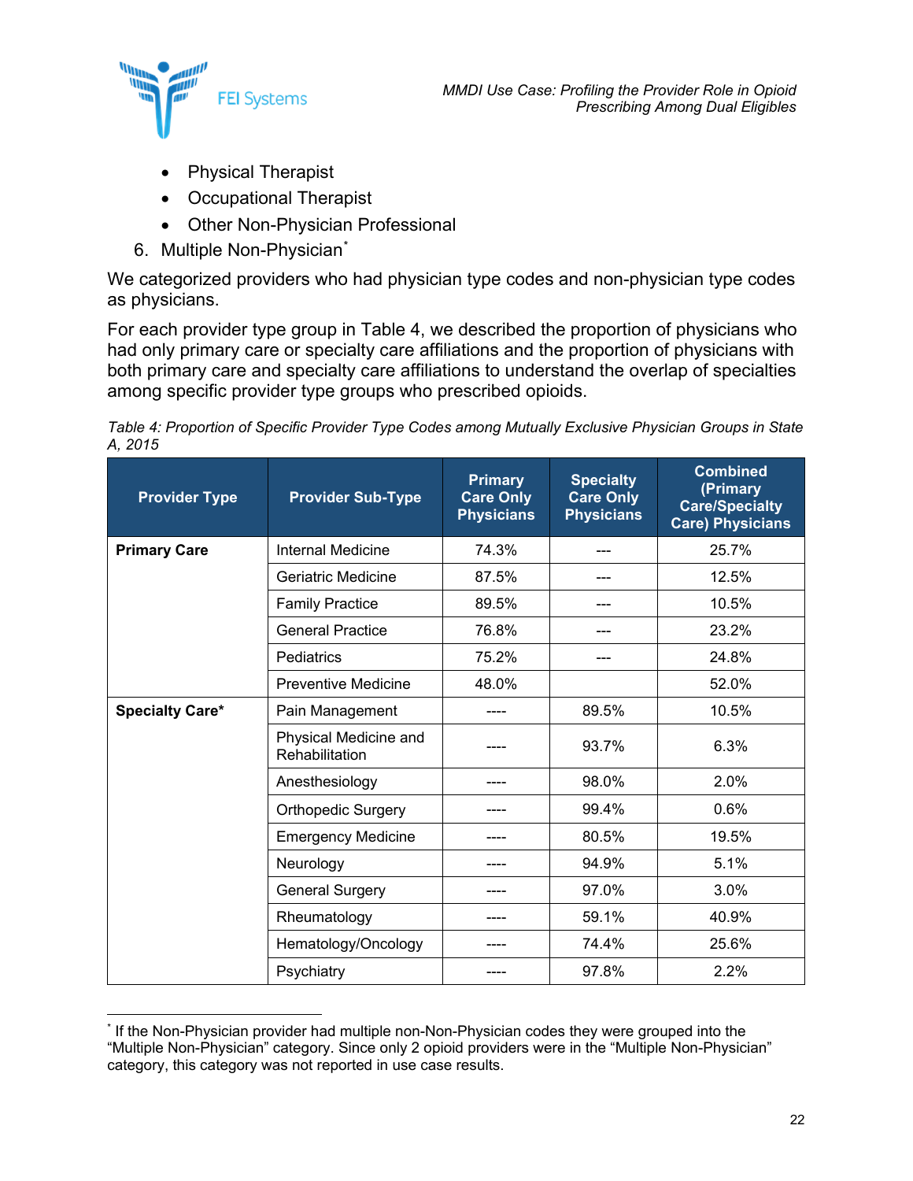- Physical Therapist
- Occupational Therapist
- Other Non-Physician Professional

6. Multiple Non-Physician[*]

We categorized providers who had physician type codes and non-physician type codes as physicians.

For each provider type group in Table 4, we described the proportion of physicians who had only primary care or specialty care affiliations and the proportion of physicians with both primary care and specialty care affiliations to understand the overlap of specialties among specific provider type groups who prescribed opioids.

*Table 4: Proportion of Specific Provider Type Codes among Mutually Exclusive Physician Groups in State A, 2015*

| Provider Type | Provider Sub-Type | Primary Care Only Physicians | Specialty Care Only Physicians | Combined (Primary Care/Specialty Care) Physicians |
|---|---|---|---|---|
| **Primary Care** | Internal Medicine | 74.3% | --- | 25.7% |
| | Geriatric Medicine | 87.5% | --- | 12.5% |
| | Family Practice | 89.5% | --- | 10.5% |
| | General Practice | 76.8% | --- | 23.2% |
| | Pediatrics | 75.2% | --- | 24.8% |
| | Preventive Medicine | 48.0% | | 52.0% |
| **Specialty Care*** | Pain Management | ---- | 89.5% | 10.5% |
| | Physical Medicine and Rehabilitation | ---- | 93.7% | 6.3% |
| | Anesthesiology | ---- | 98.0% | 2.0% |
| | Orthopedic Surgery | ---- | 99.4% | 0.6% |
| | Emergency Medicine | ---- | 80.5% | 19.5% |
| | Neurology | ---- | 94.9% | 5.1% |
| | General Surgery | ---- | 97.0% | 3.0% |
| | Rheumatology | ---- | 59.1% | 40.9% |
| | Hematology/Oncology | ---- | 74.4% | 25.6% |
| | Psychiatry | ---- | 97.8% | 2.2% |

[*] If the Non-Physician provider had multiple non-Non-Physician codes they were grouped into the "Multiple Non-Physician" category. Since only 2 opioid providers were in the "Multiple Non-Physician" category, this category was not reported in use case results.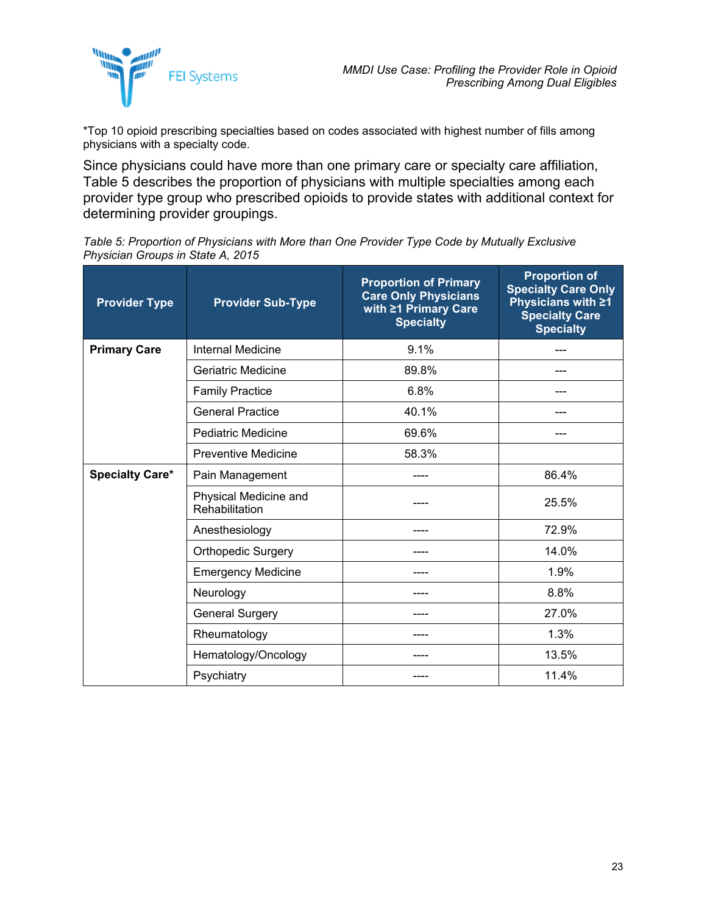*Top 10 opioid prescribing specialties based on codes associated with highest number of fills among physicians with a specialty code.

Since physicians could have more than one primary care or specialty care affiliation, Table 5 describes the proportion of physicians with multiple specialties among each provider type group who prescribed opioids to provide states with additional context for determining provider groupings.

*Table 5: Proportion of Physicians with More than One Provider Type Code by Mutually Exclusive Physician Groups in State A, 2015*

| Provider Type | Provider Sub-Type | Proportion of Primary Care Only Physicians with ≥1 Primary Care Specialty | Proportion of Specialty Care Only Physicians with ≥1 Specialty Care Specialty |
|---|---|---|---|
| **Primary Care** | Internal Medicine | 9.1% | --- |
| | Geriatric Medicine | 89.8% | --- |
| | Family Practice | 6.8% | --- |
| | General Practice | 40.1% | --- |
| | Pediatric Medicine | 69.6% | --- |
| | Preventive Medicine | 58.3% | |
| **Specialty Care*** | Pain Management | ---- | 86.4% |
| | Physical Medicine and Rehabilitation | ---- | 25.5% |
| | Anesthesiology | ---- | 72.9% |
| | Orthopedic Surgery | ---- | 14.0% |
| | Emergency Medicine | ---- | 1.9% |
| | Neurology | ---- | 8.8% |
| | General Surgery | ---- | 27.0% |
| | Rheumatology | ---- | 1.3% |
| | Hematology/Oncology | ---- | 13.5% |
| | Psychiatry | ---- | 11.4% |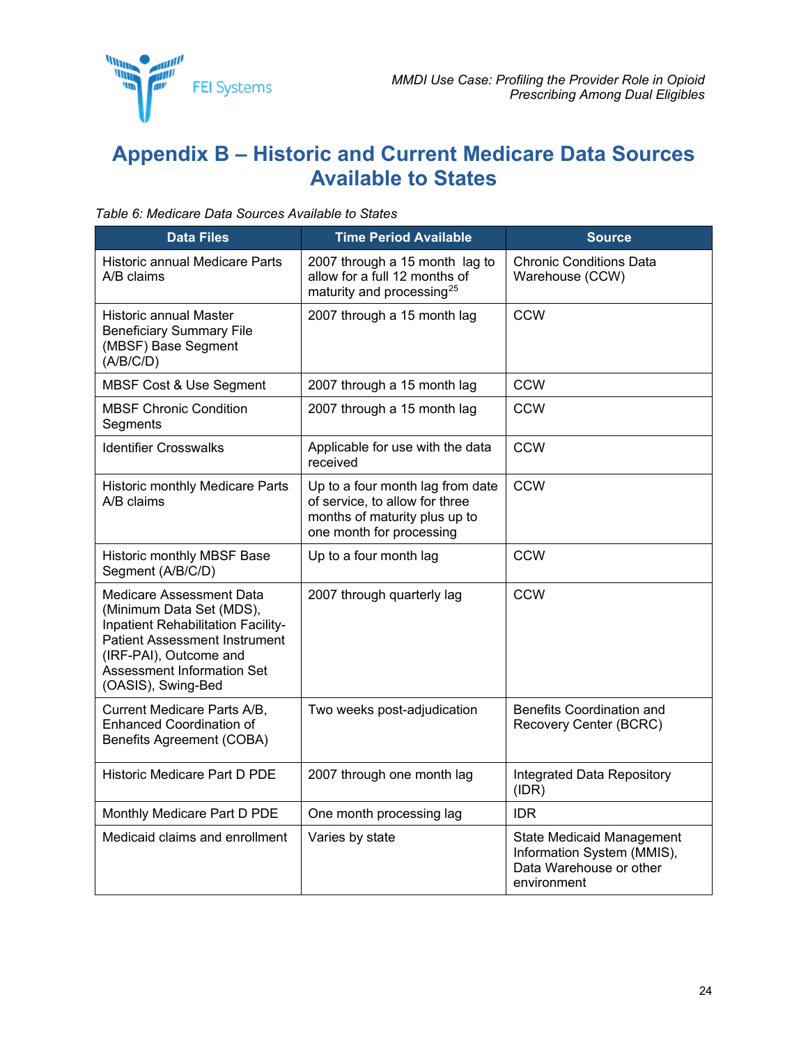# Appendix B – Historic and Current Medicare Data Sources Available to States

*Table 6: Medicare Data Sources Available to States*

| Data Files | Time Period Available | Source |
|---|---|---|
| Historic annual Medicare Parts A/B claims | 2007 through a 15 month lag to allow for a full 12 months of maturity and processing[25] | Chronic Conditions Data Warehouse (CCW) |
| Historic annual Master Beneficiary Summary File (MBSF) Base Segment (A/B/C/D) | 2007 through a 15 month lag | CCW |
| MBSF Cost & Use Segment | 2007 through a 15 month lag | CCW |
| MBSF Chronic Condition Segments | 2007 through a 15 month lag | CCW |
| Identifier Crosswalks | Applicable for use with the data received | CCW |
| Historic monthly Medicare Parts A/B claims | Up to a four month lag from date of service, to allow for three months of maturity plus up to one month for processing | CCW |
| Historic monthly MBSF Base Segment (A/B/C/D) | Up to a four month lag | CCW |
| Medicare Assessment Data (Minimum Data Set (MDS), Inpatient Rehabilitation Facility-Patient Assessment Instrument (IRF-PAI), Outcome and Assessment Information Set (OASIS), Swing-Bed | 2007 through quarterly lag | CCW |
| Current Medicare Parts A/B, Enhanced Coordination of Benefits Agreement (COBA) | Two weeks post-adjudication | Benefits Coordination and Recovery Center (BCRC) |
| Historic Medicare Part D PDE | 2007 through one month lag | Integrated Data Repository (IDR) |
| Monthly Medicare Part D PDE | One month processing lag | IDR |
| Medicaid claims and enrollment | Varies by state | State Medicaid Management Information System (MMIS), Data Warehouse or other environment |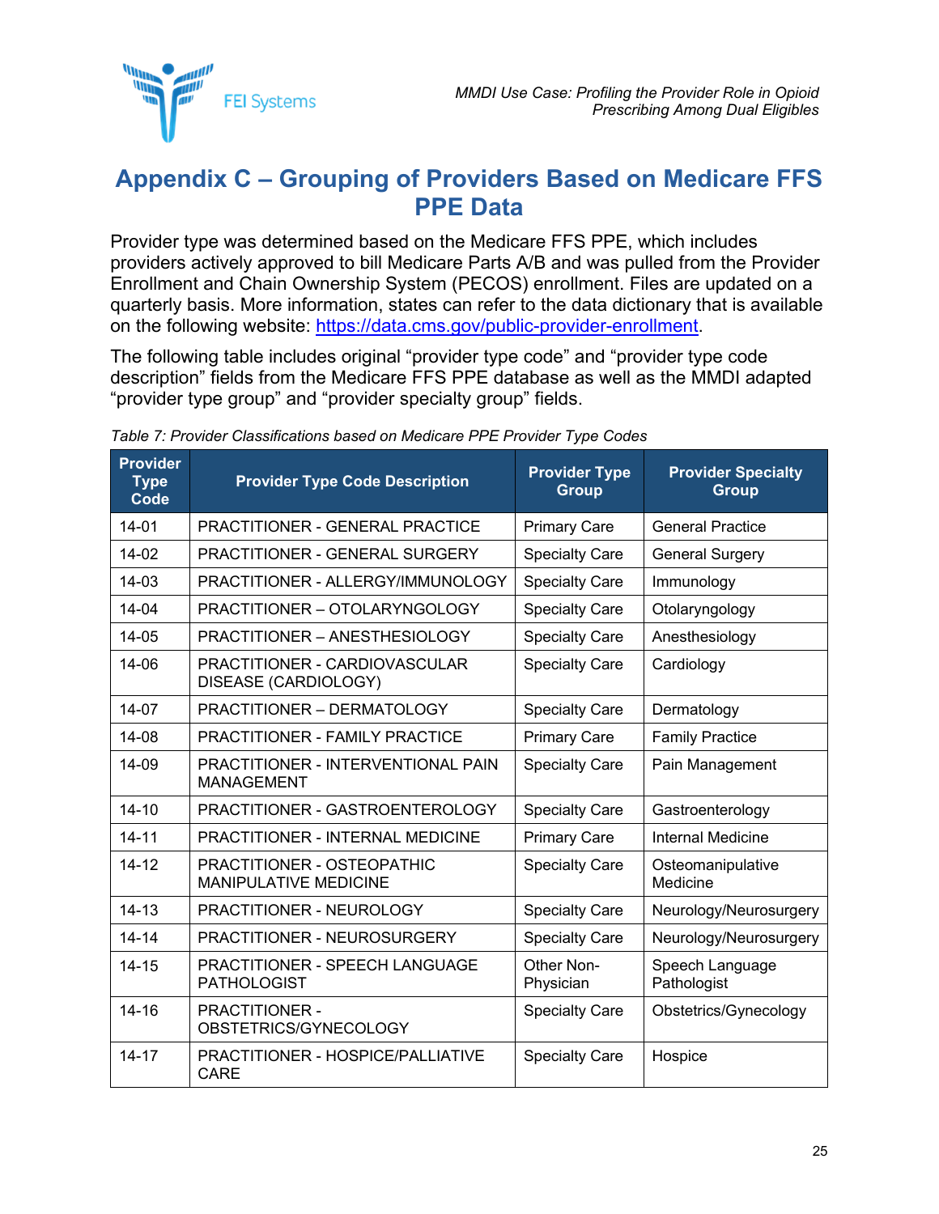# Appendix C – Grouping of Providers Based on Medicare FFS PPE Data

Provider type was determined based on the Medicare FFS PPE, which includes providers actively approved to bill Medicare Parts A/B and was pulled from the Provider Enrollment and Chain Ownership System (PECOS) enrollment. Files are updated on a quarterly basis. More information, states can refer to the data dictionary that is available on the following website: https://data.cms.gov/public-provider-enrollment.

The following table includes original “provider type code” and “provider type code description” fields from the Medicare FFS PPE database as well as the MMDI adapted “provider type group” and “provider specialty group” fields.

*Table 7: Provider Classifications based on Medicare PPE Provider Type Codes*

| Provider Type Code | Provider Type Code Description | Provider Type Group | Provider Specialty Group |
|---|---|---|---|
| 14-01 | PRACTITIONER - GENERAL PRACTICE | Primary Care | General Practice |
| 14-02 | PRACTITIONER - GENERAL SURGERY | Specialty Care | General Surgery |
| 14-03 | PRACTITIONER - ALLERGY/IMMUNOLOGY | Specialty Care | Immunology |
| 14-04 | PRACTITIONER – OTOLARYNGOLOGY | Specialty Care | Otolaryngology |
| 14-05 | PRACTITIONER – ANESTHESIOLOGY | Specialty Care | Anesthesiology |
| 14-06 | PRACTITIONER - CARDIOVASCULAR DISEASE (CARDIOLOGY) | Specialty Care | Cardiology |
| 14-07 | PRACTITIONER – DERMATOLOGY | Specialty Care | Dermatology |
| 14-08 | PRACTITIONER - FAMILY PRACTICE | Primary Care | Family Practice |
| 14-09 | PRACTITIONER - INTERVENTIONAL PAIN MANAGEMENT | Specialty Care | Pain Management |
| 14-10 | PRACTITIONER - GASTROENTEROLOGY | Specialty Care | Gastroenterology |
| 14-11 | PRACTITIONER - INTERNAL MEDICINE | Primary Care | Internal Medicine |
| 14-12 | PRACTITIONER - OSTEOPATHIC MANIPULATIVE MEDICINE | Specialty Care | Osteomanipulative Medicine |
| 14-13 | PRACTITIONER - NEUROLOGY | Specialty Care | Neurology/Neurosurgery |
| 14-14 | PRACTITIONER - NEUROSURGERY | Specialty Care | Neurology/Neurosurgery |
| 14-15 | PRACTITIONER - SPEECH LANGUAGE PATHOLOGIST | Other Non-Physician | Speech Language Pathologist |
| 14-16 | PRACTITIONER - OBSTETRICS/GYNECOLOGY | Specialty Care | Obstetrics/Gynecology |
| 14-17 | PRACTITIONER - HOSPICE/PALLIATIVE CARE | Specialty Care | Hospice |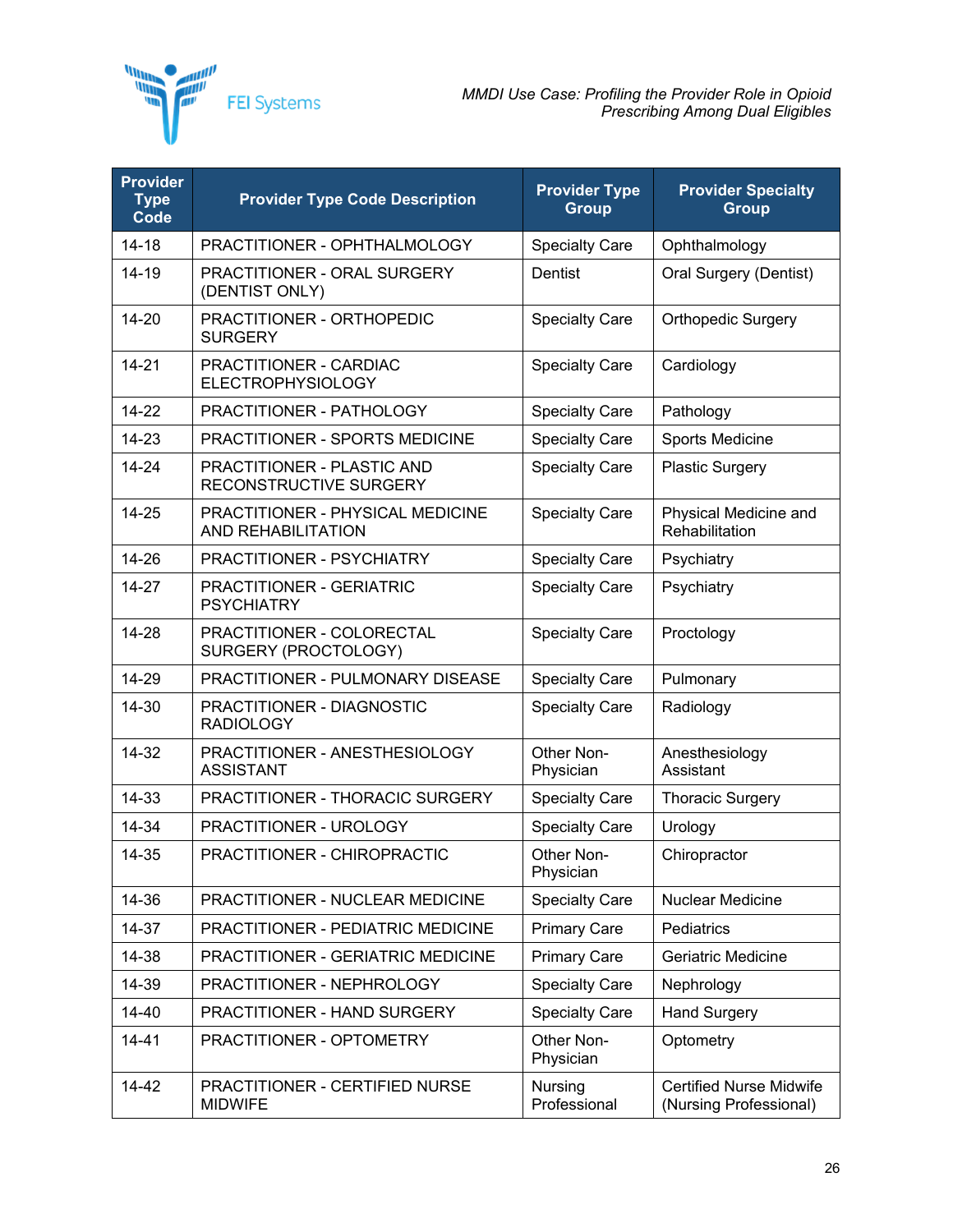| Provider Type Code | Provider Type Code Description | Provider Type Group | Provider Specialty Group |
|---|---|---|---|
| 14-18 | PRACTITIONER - OPHTHALMOLOGY | Specialty Care | Ophthalmology |
| 14-19 | PRACTITIONER - ORAL SURGERY (DENTIST ONLY) | Dentist | Oral Surgery (Dentist) |
| 14-20 | PRACTITIONER - ORTHOPEDIC SURGERY | Specialty Care | Orthopedic Surgery |
| 14-21 | PRACTITIONER - CARDIAC ELECTROPHYSIOLOGY | Specialty Care | Cardiology |
| 14-22 | PRACTITIONER - PATHOLOGY | Specialty Care | Pathology |
| 14-23 | PRACTITIONER - SPORTS MEDICINE | Specialty Care | Sports Medicine |
| 14-24 | PRACTITIONER - PLASTIC AND RECONSTRUCTIVE SURGERY | Specialty Care | Plastic Surgery |
| 14-25 | PRACTITIONER - PHYSICAL MEDICINE AND REHABILITATION | Specialty Care | Physical Medicine and Rehabilitation |
| 14-26 | PRACTITIONER - PSYCHIATRY | Specialty Care | Psychiatry |
| 14-27 | PRACTITIONER - GERIATRIC PSYCHIATRY | Specialty Care | Psychiatry |
| 14-28 | PRACTITIONER - COLORECTAL SURGERY (PROCTOLOGY) | Specialty Care | Proctology |
| 14-29 | PRACTITIONER - PULMONARY DISEASE | Specialty Care | Pulmonary |
| 14-30 | PRACTITIONER - DIAGNOSTIC RADIOLOGY | Specialty Care | Radiology |
| 14-32 | PRACTITIONER - ANESTHESIOLOGY ASSISTANT | Other Non-Physician | Anesthesiology Assistant |
| 14-33 | PRACTITIONER - THORACIC SURGERY | Specialty Care | Thoracic Surgery |
| 14-34 | PRACTITIONER - UROLOGY | Specialty Care | Urology |
| 14-35 | PRACTITIONER - CHIROPRACTIC | Other Non-Physician | Chiropractor |
| 14-36 | PRACTITIONER - NUCLEAR MEDICINE | Specialty Care | Nuclear Medicine |
| 14-37 | PRACTITIONER - PEDIATRIC MEDICINE | Primary Care | Pediatrics |
| 14-38 | PRACTITIONER - GERIATRIC MEDICINE | Primary Care | Geriatric Medicine |
| 14-39 | PRACTITIONER - NEPHROLOGY | Specialty Care | Nephrology |
| 14-40 | PRACTITIONER - HAND SURGERY | Specialty Care | Hand Surgery |
| 14-41 | PRACTITIONER - OPTOMETRY | Other Non-Physician | Optometry |
| 14-42 | PRACTITIONER - CERTIFIED NURSE MIDWIFE | Nursing Professional | Certified Nurse Midwife (Nursing Professional) |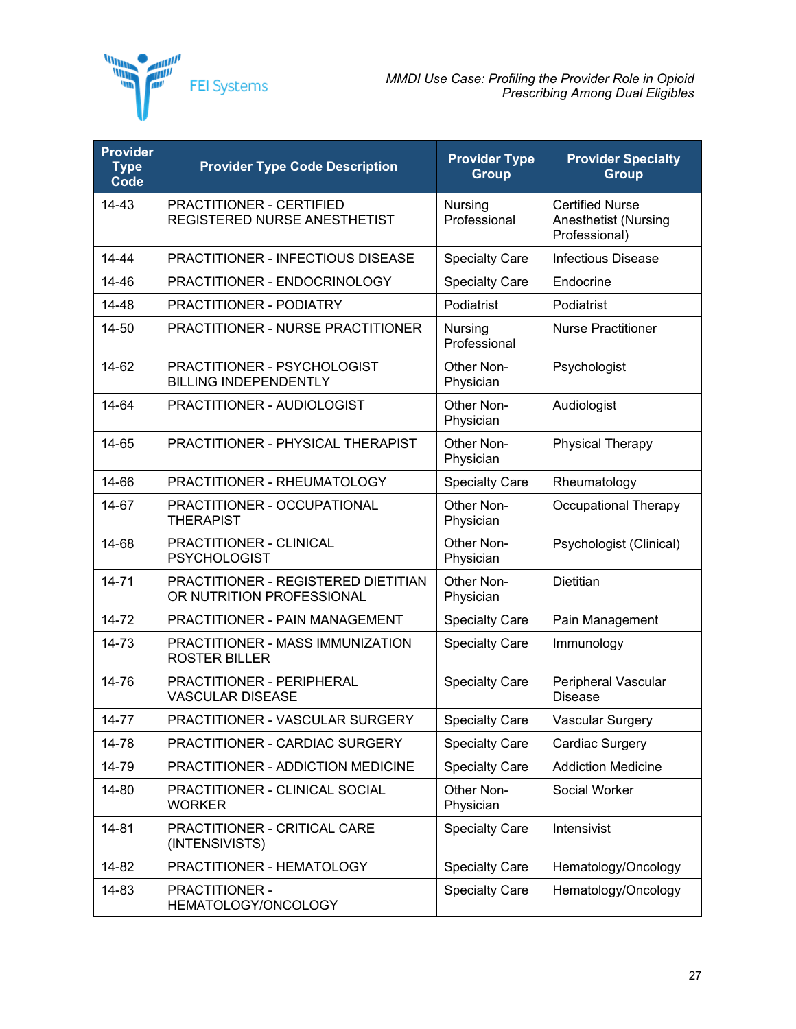| Provider Type Code | Provider Type Code Description | Provider Type Group | Provider Specialty Group |
|---|---|---|---|
| 14-43 | PRACTITIONER - CERTIFIED REGISTERED NURSE ANESTHETIST | Nursing Professional | Certified Nurse Anesthetist (Nursing Professional) |
| 14-44 | PRACTITIONER - INFECTIOUS DISEASE | Specialty Care | Infectious Disease |
| 14-46 | PRACTITIONER - ENDOCRINOLOGY | Specialty Care | Endocrine |
| 14-48 | PRACTITIONER - PODIATRY | Podiatrist | Podiatrist |
| 14-50 | PRACTITIONER - NURSE PRACTITIONER | Nursing Professional | Nurse Practitioner |
| 14-62 | PRACTITIONER - PSYCHOLOGIST BILLING INDEPENDENTLY | Other Non-Physician | Psychologist |
| 14-64 | PRACTITIONER - AUDIOLOGIST | Other Non-Physician | Audiologist |
| 14-65 | PRACTITIONER - PHYSICAL THERAPIST | Other Non-Physician | Physical Therapy |
| 14-66 | PRACTITIONER - RHEUMATOLOGY | Specialty Care | Rheumatology |
| 14-67 | PRACTITIONER - OCCUPATIONAL THERAPIST | Other Non-Physician | Occupational Therapy |
| 14-68 | PRACTITIONER - CLINICAL PSYCHOLOGIST | Other Non-Physician | Psychologist (Clinical) |
| 14-71 | PRACTITIONER - REGISTERED DIETITIAN OR NUTRITION PROFESSIONAL | Other Non-Physician | Dietitian |
| 14-72 | PRACTITIONER - PAIN MANAGEMENT | Specialty Care | Pain Management |
| 14-73 | PRACTITIONER - MASS IMMUNIZATION ROSTER BILLER | Specialty Care | Immunology |
| 14-76 | PRACTITIONER - PERIPHERAL VASCULAR DISEASE | Specialty Care | Peripheral Vascular Disease |
| 14-77 | PRACTITIONER - VASCULAR SURGERY | Specialty Care | Vascular Surgery |
| 14-78 | PRACTITIONER - CARDIAC SURGERY | Specialty Care | Cardiac Surgery |
| 14-79 | PRACTITIONER - ADDICTION MEDICINE | Specialty Care | Addiction Medicine |
| 14-80 | PRACTITIONER - CLINICAL SOCIAL WORKER | Other Non-Physician | Social Worker |
| 14-81 | PRACTITIONER - CRITICAL CARE (INTENSIVISTS) | Specialty Care | Intensivist |
| 14-82 | PRACTITIONER - HEMATOLOGY | Specialty Care | Hematology/Oncology |
| 14-83 | PRACTITIONER - HEMATOLOGY/ONCOLOGY | Specialty Care | Hematology/Oncology |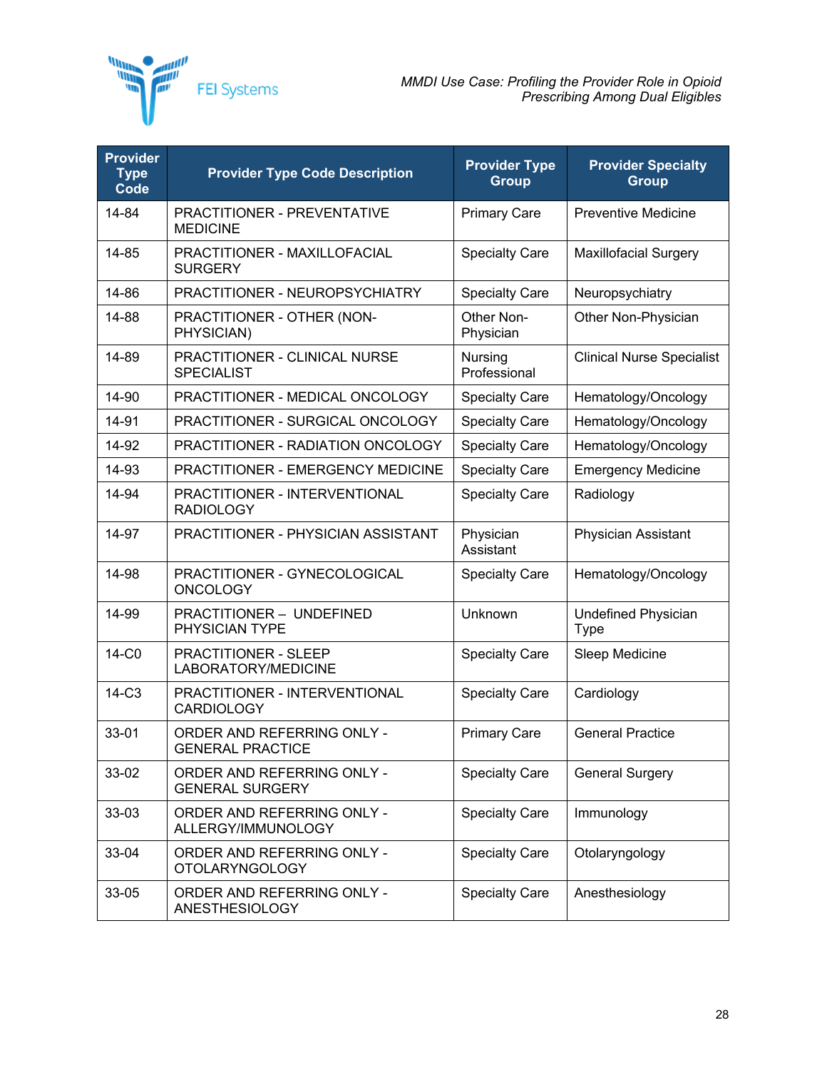| Provider Type Code | Provider Type Code Description | Provider Type Group | Provider Specialty Group |
|---|---|---|---|
| 14-84 | PRACTITIONER - PREVENTATIVE MEDICINE | Primary Care | Preventive Medicine |
| 14-85 | PRACTITIONER - MAXILLOFACIAL SURGERY | Specialty Care | Maxillofacial Surgery |
| 14-86 | PRACTITIONER - NEUROPSYCHIATRY | Specialty Care | Neuropsychiatry |
| 14-88 | PRACTITIONER - OTHER (NON-PHYSICIAN) | Other Non-Physician | Other Non-Physician |
| 14-89 | PRACTITIONER - CLINICAL NURSE SPECIALIST | Nursing Professional | Clinical Nurse Specialist |
| 14-90 | PRACTITIONER - MEDICAL ONCOLOGY | Specialty Care | Hematology/Oncology |
| 14-91 | PRACTITIONER - SURGICAL ONCOLOGY | Specialty Care | Hematology/Oncology |
| 14-92 | PRACTITIONER - RADIATION ONCOLOGY | Specialty Care | Hematology/Oncology |
| 14-93 | PRACTITIONER - EMERGENCY MEDICINE | Specialty Care | Emergency Medicine |
| 14-94 | PRACTITIONER - INTERVENTIONAL RADIOLOGY | Specialty Care | Radiology |
| 14-97 | PRACTITIONER - PHYSICIAN ASSISTANT | Physician Assistant | Physician Assistant |
| 14-98 | PRACTITIONER - GYNECOLOGICAL ONCOLOGY | Specialty Care | Hematology/Oncology |
| 14-99 | PRACTITIONER – UNDEFINED PHYSICIAN TYPE | Unknown | Undefined Physician Type |
| 14-C0 | PRACTITIONER - SLEEP LABORATORY/MEDICINE | Specialty Care | Sleep Medicine |
| 14-C3 | PRACTITIONER - INTERVENTIONAL CARDIOLOGY | Specialty Care | Cardiology |
| 33-01 | ORDER AND REFERRING ONLY - GENERAL PRACTICE | Primary Care | General Practice |
| 33-02 | ORDER AND REFERRING ONLY - GENERAL SURGERY | Specialty Care | General Surgery |
| 33-03 | ORDER AND REFERRING ONLY - ALLERGY/IMMUNOLOGY | Specialty Care | Immunology |
| 33-04 | ORDER AND REFERRING ONLY - OTOLARYNGOLOGY | Specialty Care | Otolaryngology |
| 33-05 | ORDER AND REFERRING ONLY - ANESTHESIOLOGY | Specialty Care | Anesthesiology |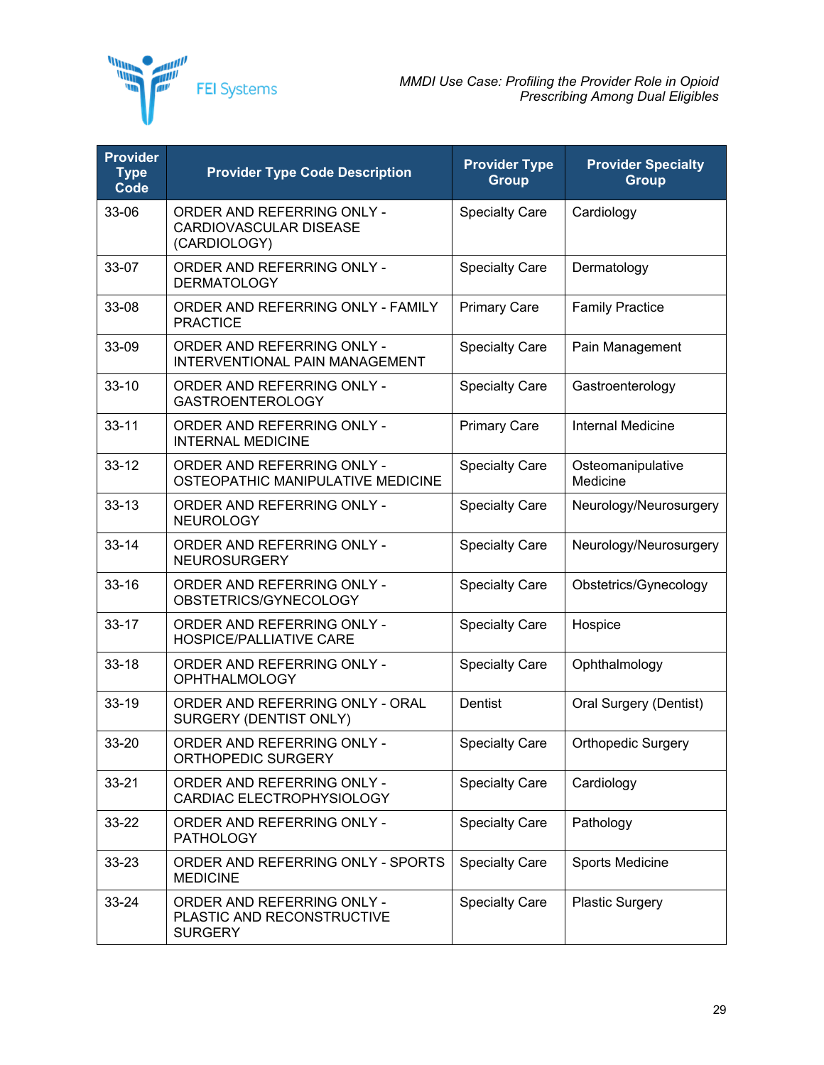| Provider Type Code | Provider Type Code Description | Provider Type Group | Provider Specialty Group |
|---|---|---|---|
| 33-06 | ORDER AND REFERRING ONLY - CARDIOVASCULAR DISEASE (CARDIOLOGY) | Specialty Care | Cardiology |
| 33-07 | ORDER AND REFERRING ONLY - DERMATOLOGY | Specialty Care | Dermatology |
| 33-08 | ORDER AND REFERRING ONLY - FAMILY PRACTICE | Primary Care | Family Practice |
| 33-09 | ORDER AND REFERRING ONLY - INTERVENTIONAL PAIN MANAGEMENT | Specialty Care | Pain Management |
| 33-10 | ORDER AND REFERRING ONLY - GASTROENTEROLOGY | Specialty Care | Gastroenterology |
| 33-11 | ORDER AND REFERRING ONLY - INTERNAL MEDICINE | Primary Care | Internal Medicine |
| 33-12 | ORDER AND REFERRING ONLY - OSTEOPATHIC MANIPULATIVE MEDICINE | Specialty Care | Osteomanipulative Medicine |
| 33-13 | ORDER AND REFERRING ONLY - NEUROLOGY | Specialty Care | Neurology/Neurosurgery |
| 33-14 | ORDER AND REFERRING ONLY - NEUROSURGERY | Specialty Care | Neurology/Neurosurgery |
| 33-16 | ORDER AND REFERRING ONLY - OBSTETRICS/GYNECOLOGY | Specialty Care | Obstetrics/Gynecology |
| 33-17 | ORDER AND REFERRING ONLY - HOSPICE/PALLIATIVE CARE | Specialty Care | Hospice |
| 33-18 | ORDER AND REFERRING ONLY - OPHTHALMOLOGY | Specialty Care | Ophthalmology |
| 33-19 | ORDER AND REFERRING ONLY - ORAL SURGERY (DENTIST ONLY) | Dentist | Oral Surgery (Dentist) |
| 33-20 | ORDER AND REFERRING ONLY - ORTHOPEDIC SURGERY | Specialty Care | Orthopedic Surgery |
| 33-21 | ORDER AND REFERRING ONLY - CARDIAC ELECTROPHYSIOLOGY | Specialty Care | Cardiology |
| 33-22 | ORDER AND REFERRING ONLY - PATHOLOGY | Specialty Care | Pathology |
| 33-23 | ORDER AND REFERRING ONLY - SPORTS MEDICINE | Specialty Care | Sports Medicine |
| 33-24 | ORDER AND REFERRING ONLY - PLASTIC AND RECONSTRUCTIVE SURGERY | Specialty Care | Plastic Surgery |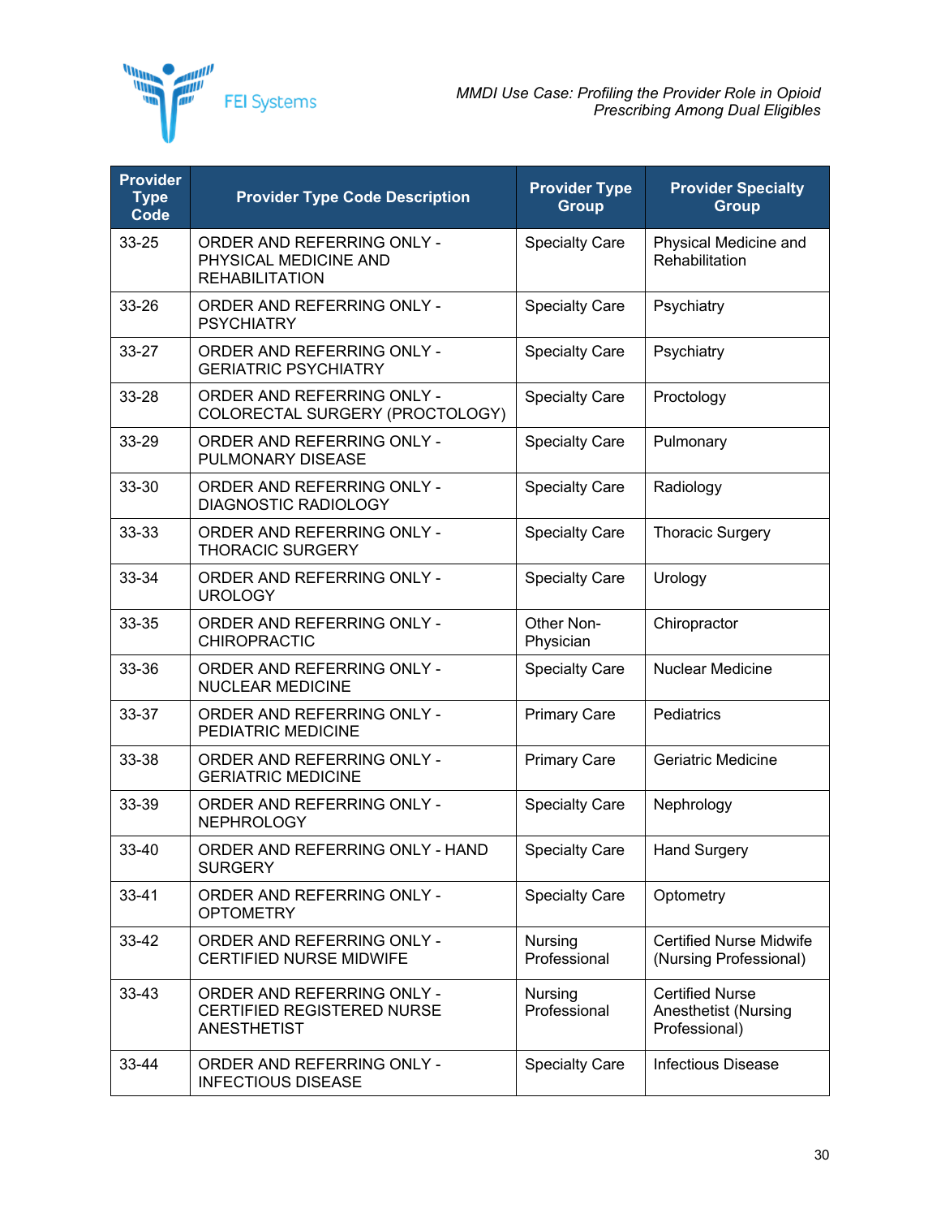| Provider Type Code | Provider Type Code Description | Provider Type Group | Provider Specialty Group |
|---|---|---|---|
| 33-25 | ORDER AND REFERRING ONLY - PHYSICAL MEDICINE AND REHABILITATION | Specialty Care | Physical Medicine and Rehabilitation |
| 33-26 | ORDER AND REFERRING ONLY - PSYCHIATRY | Specialty Care | Psychiatry |
| 33-27 | ORDER AND REFERRING ONLY - GERIATRIC PSYCHIATRY | Specialty Care | Psychiatry |
| 33-28 | ORDER AND REFERRING ONLY - COLORECTAL SURGERY (PROCTOLOGY) | Specialty Care | Proctology |
| 33-29 | ORDER AND REFERRING ONLY - PULMONARY DISEASE | Specialty Care | Pulmonary |
| 33-30 | ORDER AND REFERRING ONLY - DIAGNOSTIC RADIOLOGY | Specialty Care | Radiology |
| 33-33 | ORDER AND REFERRING ONLY - THORACIC SURGERY | Specialty Care | Thoracic Surgery |
| 33-34 | ORDER AND REFERRING ONLY - UROLOGY | Specialty Care | Urology |
| 33-35 | ORDER AND REFERRING ONLY - CHIROPRACTIC | Other Non-Physician | Chiropractor |
| 33-36 | ORDER AND REFERRING ONLY - NUCLEAR MEDICINE | Specialty Care | Nuclear Medicine |
| 33-37 | ORDER AND REFERRING ONLY - PEDIATRIC MEDICINE | Primary Care | Pediatrics |
| 33-38 | ORDER AND REFERRING ONLY - GERIATRIC MEDICINE | Primary Care | Geriatric Medicine |
| 33-39 | ORDER AND REFERRING ONLY - NEPHROLOGY | Specialty Care | Nephrology |
| 33-40 | ORDER AND REFERRING ONLY - HAND SURGERY | Specialty Care | Hand Surgery |
| 33-41 | ORDER AND REFERRING ONLY - OPTOMETRY | Specialty Care | Optometry |
| 33-42 | ORDER AND REFERRING ONLY - CERTIFIED NURSE MIDWIFE | Nursing Professional | Certified Nurse Midwife (Nursing Professional) |
| 33-43 | ORDER AND REFERRING ONLY - CERTIFIED REGISTERED NURSE ANESTHETIST | Nursing Professional | Certified Nurse Anesthetist (Nursing Professional) |
| 33-44 | ORDER AND REFERRING ONLY - INFECTIOUS DISEASE | Specialty Care | Infectious Disease |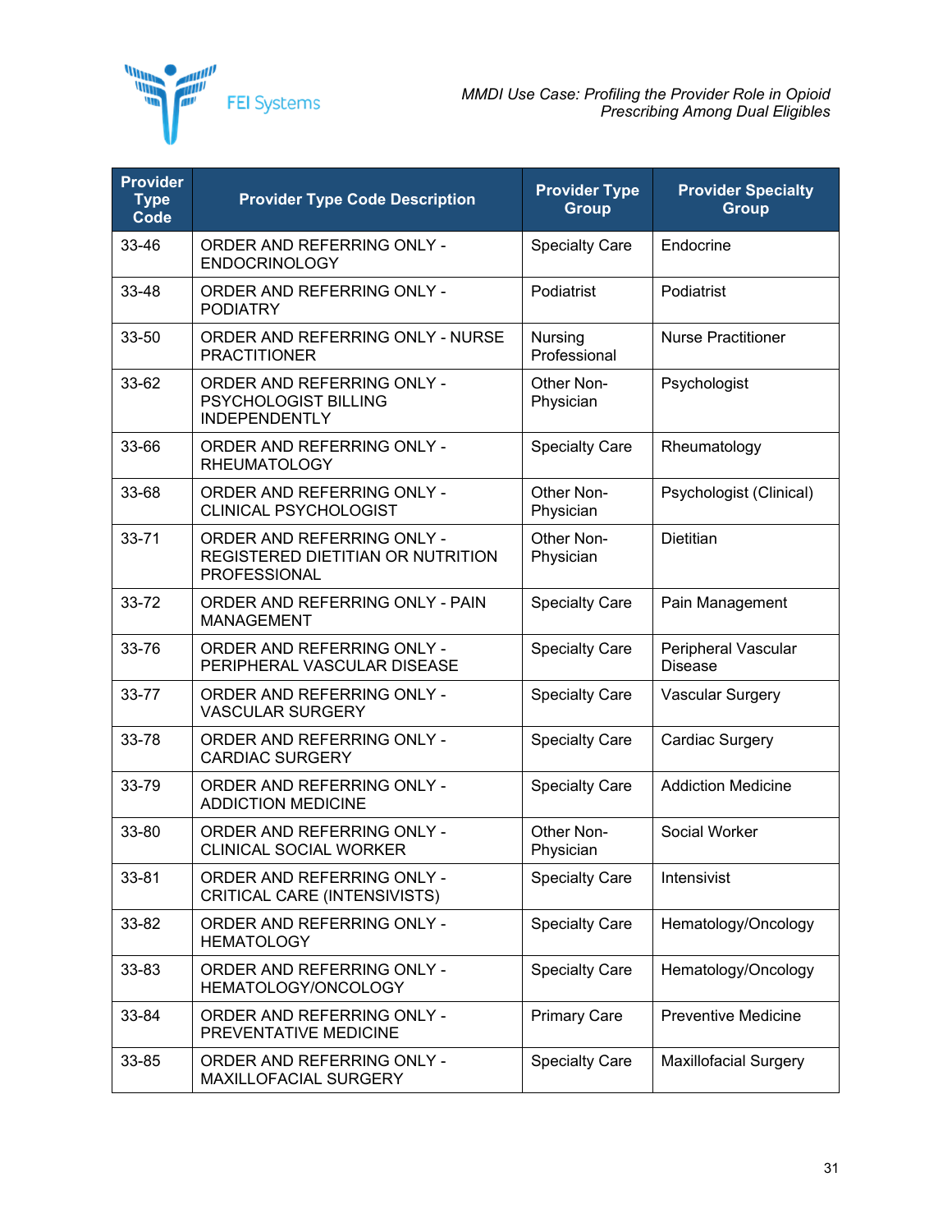| Provider Type Code | Provider Type Code Description | Provider Type Group | Provider Specialty Group |
|---|---|---|---|
| 33-46 | ORDER AND REFERRING ONLY - ENDOCRINOLOGY | Specialty Care | Endocrine |
| 33-48 | ORDER AND REFERRING ONLY - PODIATRY | Podiatrist | Podiatrist |
| 33-50 | ORDER AND REFERRING ONLY - NURSE PRACTITIONER | Nursing Professional | Nurse Practitioner |
| 33-62 | ORDER AND REFERRING ONLY - PSYCHOLOGIST BILLING INDEPENDENTLY | Other Non-Physician | Psychologist |
| 33-66 | ORDER AND REFERRING ONLY - RHEUMATOLOGY | Specialty Care | Rheumatology |
| 33-68 | ORDER AND REFERRING ONLY - CLINICAL PSYCHOLOGIST | Other Non-Physician | Psychologist (Clinical) |
| 33-71 | ORDER AND REFERRING ONLY - REGISTERED DIETITIAN OR NUTRITION PROFESSIONAL | Other Non-Physician | Dietitian |
| 33-72 | ORDER AND REFERRING ONLY - PAIN MANAGEMENT | Specialty Care | Pain Management |
| 33-76 | ORDER AND REFERRING ONLY - PERIPHERAL VASCULAR DISEASE | Specialty Care | Peripheral Vascular Disease |
| 33-77 | ORDER AND REFERRING ONLY - VASCULAR SURGERY | Specialty Care | Vascular Surgery |
| 33-78 | ORDER AND REFERRING ONLY - CARDIAC SURGERY | Specialty Care | Cardiac Surgery |
| 33-79 | ORDER AND REFERRING ONLY - ADDICTION MEDICINE | Specialty Care | Addiction Medicine |
| 33-80 | ORDER AND REFERRING ONLY - CLINICAL SOCIAL WORKER | Other Non-Physician | Social Worker |
| 33-81 | ORDER AND REFERRING ONLY - CRITICAL CARE (INTENSIVISTS) | Specialty Care | Intensivist |
| 33-82 | ORDER AND REFERRING ONLY - HEMATOLOGY | Specialty Care | Hematology/Oncology |
| 33-83 | ORDER AND REFERRING ONLY - HEMATOLOGY/ONCOLOGY | Specialty Care | Hematology/Oncology |
| 33-84 | ORDER AND REFERRING ONLY - PREVENTATIVE MEDICINE | Primary Care | Preventive Medicine |
| 33-85 | ORDER AND REFERRING ONLY - MAXILLOFACIAL SURGERY | Specialty Care | Maxillofacial Surgery |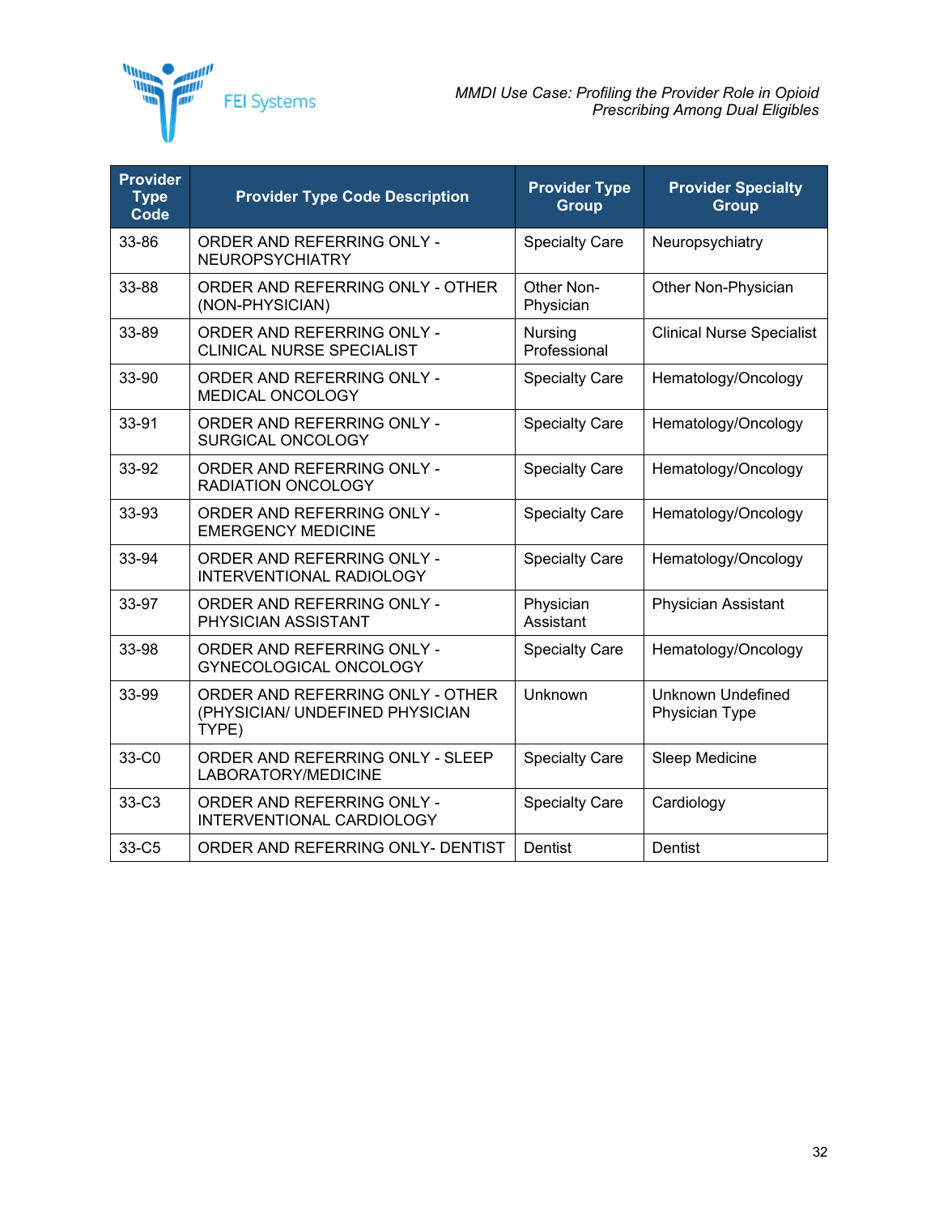| Provider Type Code | Provider Type Code Description | Provider Type Group | Provider Specialty Group |
|---|---|---|---|
| 33-86 | ORDER AND REFERRING ONLY - NEUROPSYCHIATRY | Specialty Care | Neuropsychiatry |
| 33-88 | ORDER AND REFERRING ONLY - OTHER (NON-PHYSICIAN) | Other Non-Physician | Other Non-Physician |
| 33-89 | ORDER AND REFERRING ONLY - CLINICAL NURSE SPECIALIST | Nursing Professional | Clinical Nurse Specialist |
| 33-90 | ORDER AND REFERRING ONLY - MEDICAL ONCOLOGY | Specialty Care | Hematology/Oncology |
| 33-91 | ORDER AND REFERRING ONLY - SURGICAL ONCOLOGY | Specialty Care | Hematology/Oncology |
| 33-92 | ORDER AND REFERRING ONLY - RADIATION ONCOLOGY | Specialty Care | Hematology/Oncology |
| 33-93 | ORDER AND REFERRING ONLY - EMERGENCY MEDICINE | Specialty Care | Hematology/Oncology |
| 33-94 | ORDER AND REFERRING ONLY - INTERVENTIONAL RADIOLOGY | Specialty Care | Hematology/Oncology |
| 33-97 | ORDER AND REFERRING ONLY - PHYSICIAN ASSISTANT | Physician Assistant | Physician Assistant |
| 33-98 | ORDER AND REFERRING ONLY - GYNECOLOGICAL ONCOLOGY | Specialty Care | Hematology/Oncology |
| 33-99 | ORDER AND REFERRING ONLY - OTHER (PHYSICIAN/ UNDEFINED PHYSICIAN TYPE) | Unknown | Unknown Undefined Physician Type |
| 33-C0 | ORDER AND REFERRING ONLY - SLEEP LABORATORY/MEDICINE | Specialty Care | Sleep Medicine |
| 33-C3 | ORDER AND REFERRING ONLY - INTERVENTIONAL CARDIOLOGY | Specialty Care | Cardiology |
| 33-C5 | ORDER AND REFERRING ONLY- DENTIST | Dentist | Dentist |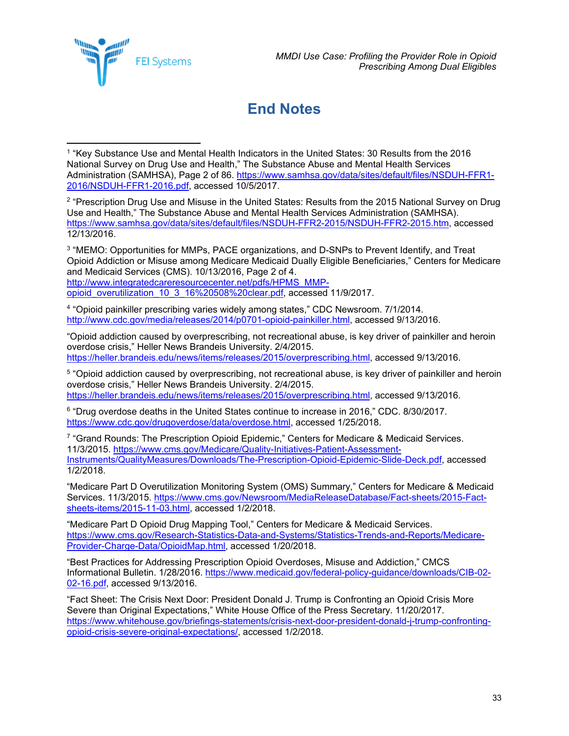# End Notes

[1] "Key Substance Use and Mental Health Indicators in the United States: 30 Results from the 2016 National Survey on Drug Use and Health," The Substance Abuse and Mental Health Services Administration (SAMHSA), Page 2 of 86. https://www.samhsa.gov/data/sites/default/files/NSDUH-FFR1-2016/NSDUH-FFR1-2016.pdf, accessed 10/5/2017.

[2] "Prescription Drug Use and Misuse in the United States: Results from the 2015 National Survey on Drug Use and Health," The Substance Abuse and Mental Health Services Administration (SAMHSA). https://www.samhsa.gov/data/sites/default/files/NSDUH-FFR2-2015/NSDUH-FFR2-2015.htm, accessed 12/13/2016.

[3] "MEMO: Opportunities for MMPs, PACE organizations, and D-SNPs to Prevent Identify, and Treat Opioid Addiction or Misuse among Medicare Medicaid Dually Eligible Beneficiaries," Centers for Medicare and Medicaid Services (CMS). 10/13/2016, Page 2 of 4. http://www.integratedcareresourcecenter.net/pdfs/HPMS_MMP-opioid_overutilization_10_3_16%20508%20clear.pdf, accessed 11/9/2017.

[4] "Opioid painkiller prescribing varies widely among states," CDC Newsroom. 7/1/2014. http://www.cdc.gov/media/releases/2014/p0701-opioid-painkiller.html, accessed 9/13/2016.

"Opioid addiction caused by overprescribing, not recreational abuse, is key driver of painkiller and heroin overdose crisis," Heller News Brandeis University. 2/4/2015. https://heller.brandeis.edu/news/items/releases/2015/overprescribing.html, accessed 9/13/2016.

[5] "Opioid addiction caused by overprescribing, not recreational abuse, is key driver of painkiller and heroin overdose crisis," Heller News Brandeis University. 2/4/2015. https://heller.brandeis.edu/news/items/releases/2015/overprescribing.html, accessed 9/13/2016.

[6] "Drug overdose deaths in the United States continue to increase in 2016," CDC. 8/30/2017. https://www.cdc.gov/drugoverdose/data/overdose.html, accessed 1/25/2018.

[7] "Grand Rounds: The Prescription Opioid Epidemic," Centers for Medicare & Medicaid Services. 11/3/2015. https://www.cms.gov/Medicare/Quality-Initiatives-Patient-Assessment-Instruments/QualityMeasures/Downloads/The-Prescription-Opioid-Epidemic-Slide-Deck.pdf, accessed 1/2/2018.

"Medicare Part D Overutilization Monitoring System (OMS) Summary," Centers for Medicare & Medicaid Services. 11/3/2015. https://www.cms.gov/Newsroom/MediaReleaseDatabase/Fact-sheets/2015-Fact-sheets-items/2015-11-03.html, accessed 1/2/2018.

"Medicare Part D Opioid Drug Mapping Tool," Centers for Medicare & Medicaid Services. https://www.cms.gov/Research-Statistics-Data-and-Systems/Statistics-Trends-and-Reports/Medicare-Provider-Charge-Data/OpioidMap.html, accessed 1/20/2018.

"Best Practices for Addressing Prescription Opioid Overdoses, Misuse and Addiction," CMCS Informational Bulletin. 1/28/2016. https://www.medicaid.gov/federal-policy-guidance/downloads/CIB-02-02-16.pdf, accessed 9/13/2016.

"Fact Sheet: The Crisis Next Door: President Donald J. Trump is Confronting an Opioid Crisis More Severe than Original Expectations," White House Office of the Press Secretary. 11/20/2017. https://www.whitehouse.gov/briefings-statements/crisis-next-door-president-donald-j-trump-confronting-opioid-crisis-severe-original-expectations/, accessed 1/2/2018.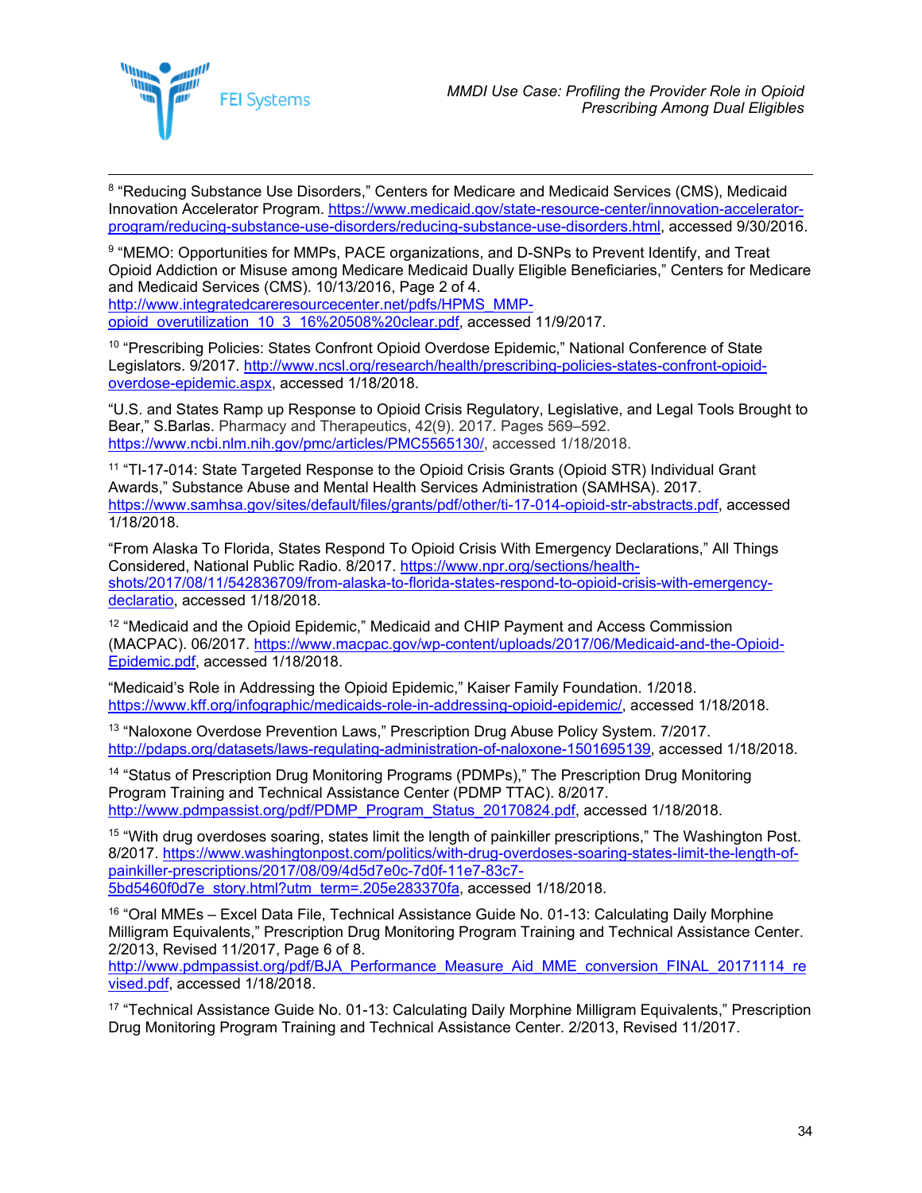[8] "Reducing Substance Use Disorders," Centers for Medicare and Medicaid Services (CMS), Medicaid Innovation Accelerator Program. https://www.medicaid.gov/state-resource-center/innovation-accelerator-program/reducing-substance-use-disorders/reducing-substance-use-disorders.html, accessed 9/30/2016.

[9] "MEMO: Opportunities for MMPs, PACE organizations, and D-SNPs to Prevent Identify, and Treat Opioid Addiction or Misuse among Medicare Medicaid Dually Eligible Beneficiaries," Centers for Medicare and Medicaid Services (CMS). 10/13/2016, Page 2 of 4. http://www.integratedcareresourcecenter.net/pdfs/HPMS_MMP-opioid_overutilization_10_3_16%20508%20clear.pdf, accessed 11/9/2017.

[10] "Prescribing Policies: States Confront Opioid Overdose Epidemic," National Conference of State Legislators. 9/2017. http://www.ncsl.org/research/health/prescribing-policies-states-confront-opioid-overdose-epidemic.aspx, accessed 1/18/2018.

"U.S. and States Ramp up Response to Opioid Crisis Regulatory, Legislative, and Legal Tools Brought to Bear," S.Barlas. Pharmacy and Therapeutics, 42(9). 2017. Pages 569–592. https://www.ncbi.nlm.nih.gov/pmc/articles/PMC5565130/, accessed 1/18/2018.

[11] "TI-17-014: State Targeted Response to the Opioid Crisis Grants (Opioid STR) Individual Grant Awards," Substance Abuse and Mental Health Services Administration (SAMHSA). 2017. https://www.samhsa.gov/sites/default/files/grants/pdf/other/ti-17-014-opioid-str-abstracts.pdf, accessed 1/18/2018.

"From Alaska To Florida, States Respond To Opioid Crisis With Emergency Declarations," All Things Considered, National Public Radio. 8/2017. https://www.npr.org/sections/health-shots/2017/08/11/542836709/from-alaska-to-florida-states-respond-to-opioid-crisis-with-emergency-declaratio, accessed 1/18/2018.

[12] "Medicaid and the Opioid Epidemic," Medicaid and CHIP Payment and Access Commission (MACPAC). 06/2017. https://www.macpac.gov/wp-content/uploads/2017/06/Medicaid-and-the-Opioid-Epidemic.pdf, accessed 1/18/2018.

"Medicaid's Role in Addressing the Opioid Epidemic," Kaiser Family Foundation. 1/2018. https://www.kff.org/infographic/medicaids-role-in-addressing-opioid-epidemic/, accessed 1/18/2018.

[13] "Naloxone Overdose Prevention Laws," Prescription Drug Abuse Policy System. 7/2017. http://pdaps.org/datasets/laws-regulating-administration-of-naloxone-1501695139, accessed 1/18/2018.

[14] "Status of Prescription Drug Monitoring Programs (PDMPs)," The Prescription Drug Monitoring Program Training and Technical Assistance Center (PDMP TTAC). 8/2017. http://www.pdmpassist.org/pdf/PDMP_Program_Status_20170824.pdf, accessed 1/18/2018.

[15] "With drug overdoses soaring, states limit the length of painkiller prescriptions," The Washington Post. 8/2017. https://www.washingtonpost.com/politics/with-drug-overdoses-soaring-states-limit-the-length-of-painkiller-prescriptions/2017/08/09/4d5d7e0c-7d0f-11e7-83c7-5bd5460f0d7e_story.html?utm_term=.205e283370fa, accessed 1/18/2018.

[16] "Oral MMEs – Excel Data File, Technical Assistance Guide No. 01-13: Calculating Daily Morphine Milligram Equivalents," Prescription Drug Monitoring Program Training and Technical Assistance Center. 2/2013, Revised 11/2017, Page 6 of 8. http://www.pdmpassist.org/pdf/BJA_Performance_Measure_Aid_MME_conversion_FINAL_20171114_revised.pdf, accessed 1/18/2018.

[17] "Technical Assistance Guide No. 01-13: Calculating Daily Morphine Milligram Equivalents," Prescription Drug Monitoring Program Training and Technical Assistance Center. 2/2013, Revised 11/2017.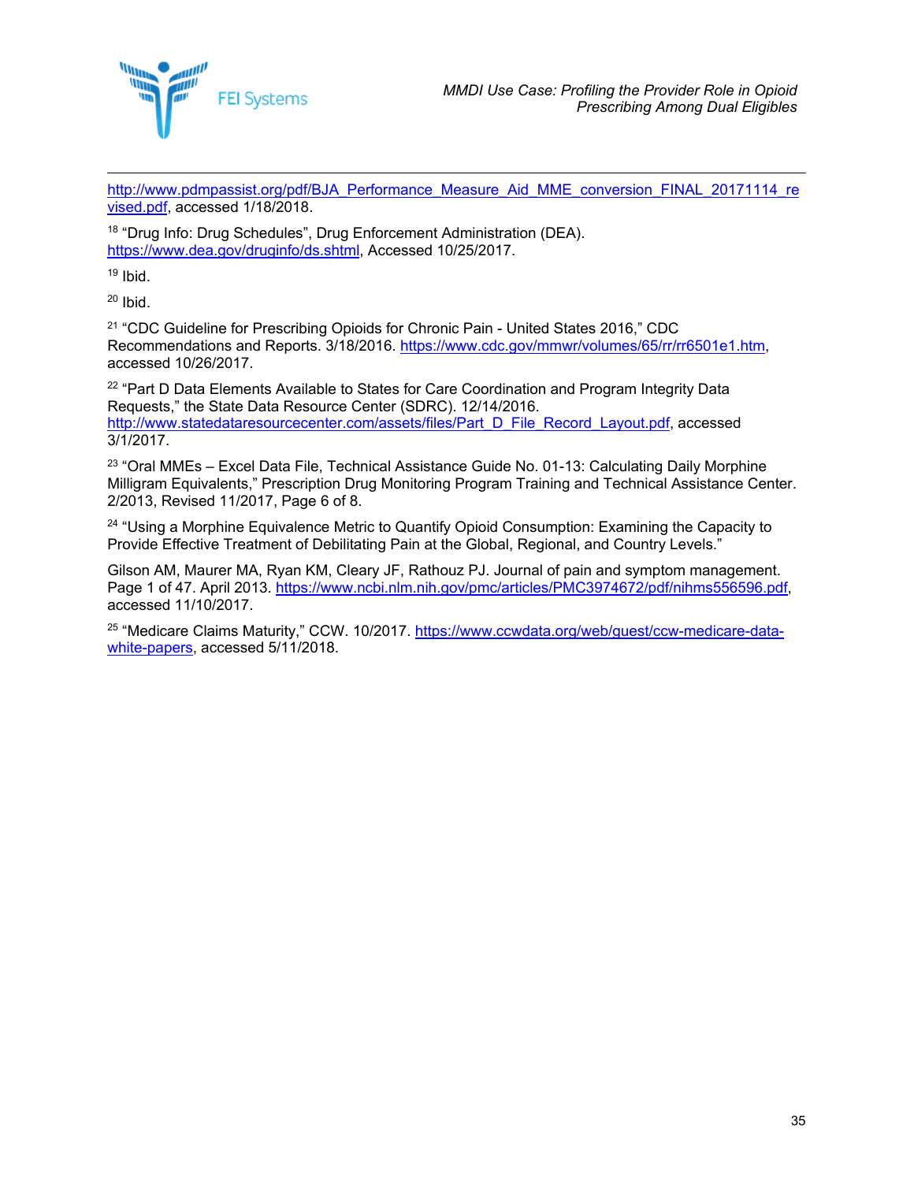http://www.pdmpassist.org/pdf/BJA_Performance_Measure_Aid_MME_conversion_FINAL_20171114_revised.pdf, accessed 1/18/2018.

[18] "Drug Info: Drug Schedules", Drug Enforcement Administration (DEA). https://www.dea.gov/druginfo/ds.shtml, Accessed 10/25/2017.

[19] Ibid.

[20] Ibid.

[21] "CDC Guideline for Prescribing Opioids for Chronic Pain - United States 2016," CDC Recommendations and Reports. 3/18/2016. https://www.cdc.gov/mmwr/volumes/65/rr/rr6501e1.htm, accessed 10/26/2017.

[22] "Part D Data Elements Available to States for Care Coordination and Program Integrity Data Requests," the State Data Resource Center (SDRC). 12/14/2016. http://www.statedataresourcecenter.com/assets/files/Part_D_File_Record_Layout.pdf, accessed 3/1/2017.

[23] "Oral MMEs – Excel Data File, Technical Assistance Guide No. 01-13: Calculating Daily Morphine Milligram Equivalents," Prescription Drug Monitoring Program Training and Technical Assistance Center. 2/2013, Revised 11/2017, Page 6 of 8.

[24] "Using a Morphine Equivalence Metric to Quantify Opioid Consumption: Examining the Capacity to Provide Effective Treatment of Debilitating Pain at the Global, Regional, and Country Levels."

Gilson AM, Maurer MA, Ryan KM, Cleary JF, Rathouz PJ. Journal of pain and symptom management. Page 1 of 47. April 2013. https://www.ncbi.nlm.nih.gov/pmc/articles/PMC3974672/pdf/nihms556596.pdf, accessed 11/10/2017.

[25] "Medicare Claims Maturity," CCW. 10/2017. https://www.ccwdata.org/web/guest/ccw-medicare-data-white-papers, accessed 5/11/2018.